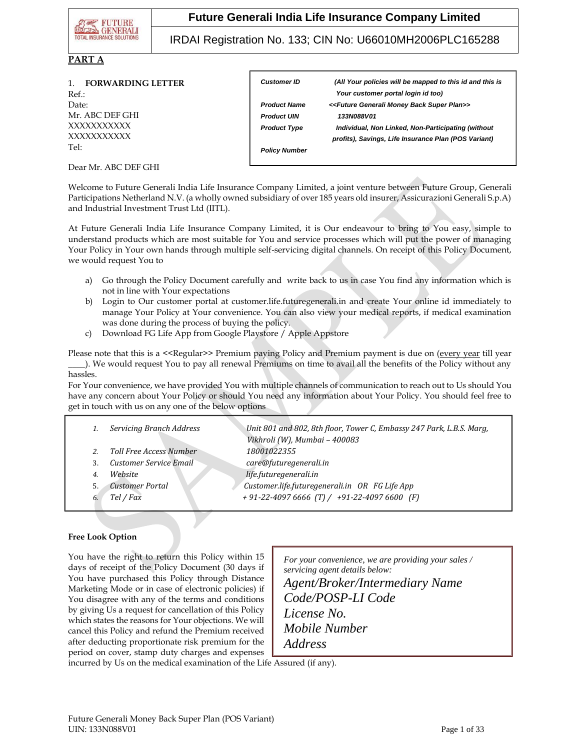# Future Generali India Life Insurance Company Limited

IRDAI Registration No. 133; CIN No: U66010MH2006PLC165288

**PART A**

1. **FORWARDING LETTER**

Ref.:
Date:
Mr. ABC DEF GHI
XXXXXXXXXXX
XXXXXXXXXXX
Tel:

| | |
|---|---|
| ***Customer ID*** | ***(All Your policies will be mapped to this id and this is Your customer portal login id too)*** |
| ***Product Name*** | ***<<Future Generali Money Back Super Plan>>*** |
| ***Product UIN*** | ***133N088V01*** |
| ***Product Type*** | ***Individual, Non Linked, Non-Participating (without profits), Savings, Life Insurance Plan (POS Variant)*** |
| ***Policy Number*** | |

Dear Mr. ABC DEF GHI

Welcome to Future Generali India Life Insurance Company Limited, a joint venture between Future Group, Generali Participations Netherland N.V. (a wholly owned subsidiary of over 185 years old insurer, Assicurazioni Generali S.p.A) and Industrial Investment Trust Ltd (IITL).

At Future Generali India Life Insurance Company Limited, it is Our endeavour to bring to You easy, simple to understand products which are most suitable for You and service processes which will put the power of managing Your Policy in Your own hands through multiple self-servicing digital channels. On receipt of this Policy Document, we would request You to

a) Go through the Policy Document carefully and write back to us in case You find any information which is not in line with Your expectations
b) Login to Our customer portal at customer.life.futuregenerali.in and create Your online id immediately to manage Your Policy at Your convenience. You can also view your medical reports, if medical examination was done during the process of buying the policy.
c) Download FG Life App from Google Playstore / Apple Appstore

Please note that this is a <<Regular>> Premium paying Policy and Premium payment is due on (every year till year ____). We would request You to pay all renewal Premiums on time to avail all the benefits of the Policy without any hassles.
For Your convenience, we have provided You with multiple channels of communication to reach out to Us should You have any concern about Your Policy or should You need any information about Your Policy. You should feel free to get in touch with us on any one of the below options

| | | |
|---|---|---|
| *1.* | *Servicing Branch Address* | *Unit 801 and 802, 8th floor, Tower C, Embassy 247 Park, L.B.S. Marg, Vikhroli (W), Mumbai – 400083* |
| *2.* | *Toll Free Access Number* | *18001022355* |
| 3. | *Customer Service Email* | *care@futuregenerali.in* |
| *4.* | *Website* | *life.futuregenerali.in* |
| 5. | *Customer Portal* | *Customer.life.futuregenerali.in OR FG Life App* |
| *6.* | *Tel / Fax* | *+ 91-22-4097 6666 (T) / +91-22-4097 6600 (F)* |

**Free Look Option**

You have the right to return this Policy within 15 days of receipt of the Policy Document (30 days if You have purchased this Policy through Distance Marketing Mode or in case of electronic policies) if You disagree with any of the terms and conditions by giving Us a request for cancellation of this Policy which states the reasons for Your objections. We will cancel this Policy and refund the Premium received after deducting proportionate risk premium for the period on cover, stamp duty charges and expenses incurred by Us on the medical examination of the Life Assured (if any).

*For your convenience, we are providing your sales / servicing agent details below:*

*Agent/Broker/Intermediary Name*
*Code/POSP-LI Code*
*License No.*
*Mobile Number*
*Address*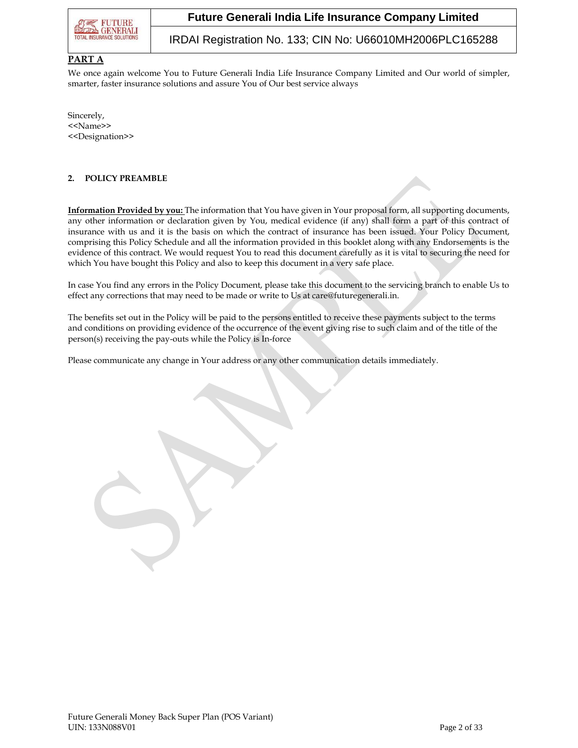**PART A**

We once again welcome You to Future Generali India Life Insurance Company Limited and Our world of simpler, smarter, faster insurance solutions and assure You of Our best service always

Sincerely,
<<Name>>
<<Designation>>

## 2. POLICY PREAMBLE

**Information Provided by you:** The information that You have given in Your proposal form, all supporting documents, any other information or declaration given by You, medical evidence (if any) shall form a part of this contract of insurance with us and it is the basis on which the contract of insurance has been issued. Your Policy Document, comprising this Policy Schedule and all the information provided in this booklet along with any Endorsements is the evidence of this contract. We would request You to read this document carefully as it is vital to securing the need for which You have bought this Policy and also to keep this document in a very safe place.

In case You find any errors in the Policy Document, please take this document to the servicing branch to enable Us to effect any corrections that may need to be made or write to Us at care@futuregenerali.in.

The benefits set out in the Policy will be paid to the persons entitled to receive these payments subject to the terms and conditions on providing evidence of the occurrence of the event giving rise to such claim and of the title of the person(s) receiving the pay-outs while the Policy is In-force

Please communicate any change in Your address or any other communication details immediately.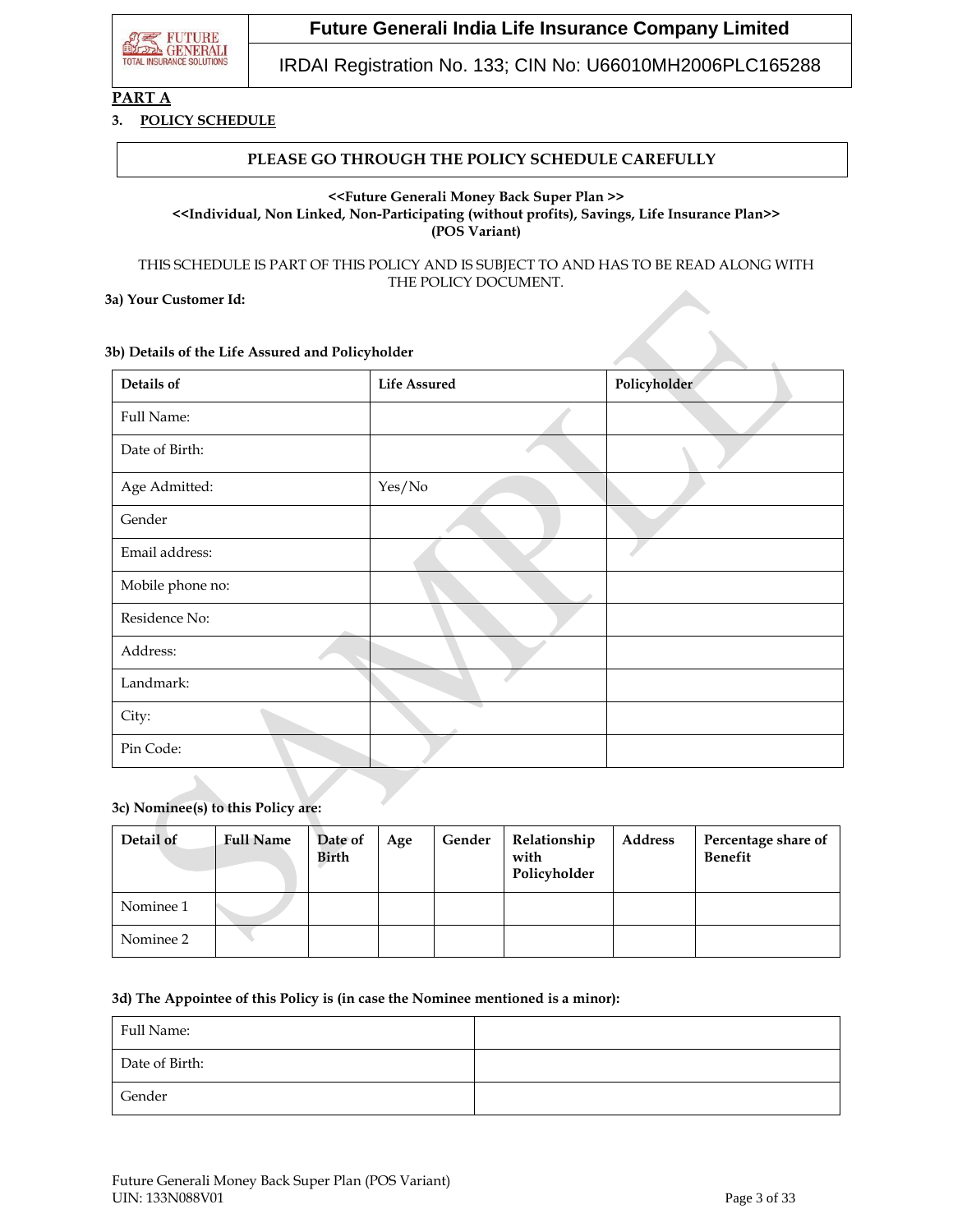**PART A**

**3. POLICY SCHEDULE**

**PLEASE GO THROUGH THE POLICY SCHEDULE CAREFULLY**

**<<Future Generali Money Back Super Plan >>**
**<<Individual, Non Linked, Non-Participating (without profits), Savings, Life Insurance Plan>>**
**(POS Variant)**

THIS SCHEDULE IS PART OF THIS POLICY AND IS SUBJECT TO AND HAS TO BE READ ALONG WITH THE POLICY DOCUMENT.

**3a) Your Customer Id:**

**3b) Details of the Life Assured and Policyholder**

| Details of | Life Assured | Policyholder |
|---|---|---|
| Full Name: | | |
| Date of Birth: | | |
| Age Admitted: | Yes/No | |
| Gender | | |
| Email address: | | |
| Mobile phone no: | | |
| Residence No: | | |
| Address: | | |
| Landmark: | | |
| City: | | |
| Pin Code: | | |

**3c) Nominee(s) to this Policy are:**

| Detail of | Full Name | Date of Birth | Age | Gender | Relationship with Policyholder | Address | Percentage share of Benefit |
|---|---|---|---|---|---|---|---|
| Nominee 1 | | | | | | | |
| Nominee 2 | | | | | | | |

**3d) The Appointee of this Policy is (in case the Nominee mentioned is a minor):**

| | |
|---|---|
| Full Name: | |
| Date of Birth: | |
| Gender | |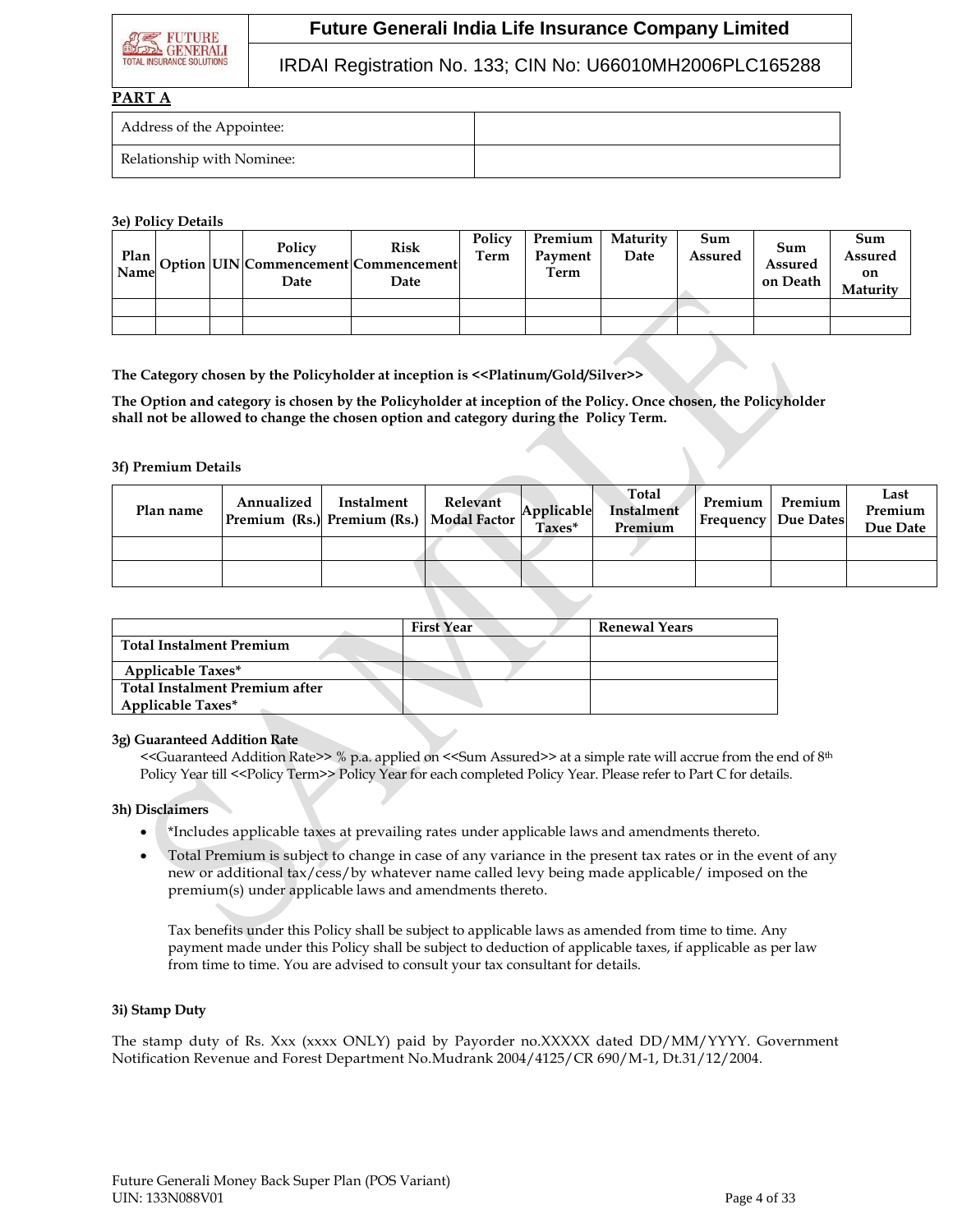**PART A**

| Address of the Appointee: | |
|---|---|
| Relationship with Nominee: | |

**3e) Policy Details**

| Plan Name | Option | UIN | Policy Commencement Date | Risk Commencement Date | Policy Term | Premium Payment Term | Maturity Date | Sum Assured | Sum Assured on Death | Sum Assured on Maturity |
|---|---|---|---|---|---|---|---|---|---|---|
| | | | | | | | | | | |
| | | | | | | | | | | |

**The Category chosen by the Policyholder at inception is <<Platinum/Gold/Silver>>**

**The Option and category is chosen by the Policyholder at inception of the Policy. Once chosen, the Policyholder shall not be allowed to change the chosen option and category during the Policy Term.**

**3f) Premium Details**

| Plan name | Annualized Premium (Rs.) | Instalment Premium (Rs.) | Relevant Modal Factor | Applicable Taxes* | Total Instalment Premium | Premium Frequency | Premium Due Dates | Last Premium Due Date |
|---|---|---|---|---|---|---|---|---|
| | | | | | | | | |
| | | | | | | | | |

| | First Year | Renewal Years |
|---|---|---|
| **Total Instalment Premium** | | |
| **Applicable Taxes*** | | |
| **Total Instalment Premium after Applicable Taxes*** | | |

**3g) Guaranteed Addition Rate**

<<Guaranteed Addition Rate>> % p.a. applied on <<Sum Assured>> at a simple rate will accrue from the end of 8th Policy Year till <<Policy Term>> Policy Year for each completed Policy Year. Please refer to Part C for details.

**3h) Disclaimers**

- *Includes applicable taxes at prevailing rates under applicable laws and amendments thereto.
- Total Premium is subject to change in case of any variance in the present tax rates or in the event of any new or additional tax/cess/by whatever name called levy being made applicable/ imposed on the premium(s) under applicable laws and amendments thereto.

  Tax benefits under this Policy shall be subject to applicable laws as amended from time to time. Any payment made under this Policy shall be subject to deduction of applicable taxes, if applicable as per law from time to time. You are advised to consult your tax consultant for details.

**3i) Stamp Duty**

The stamp duty of Rs. Xxx (xxxx ONLY) paid by Payorder no.XXXXX dated DD/MM/YYYY. Government Notification Revenue and Forest Department No.Mudrank 2004/4125/CR 690/M-1, Dt.31/12/2004.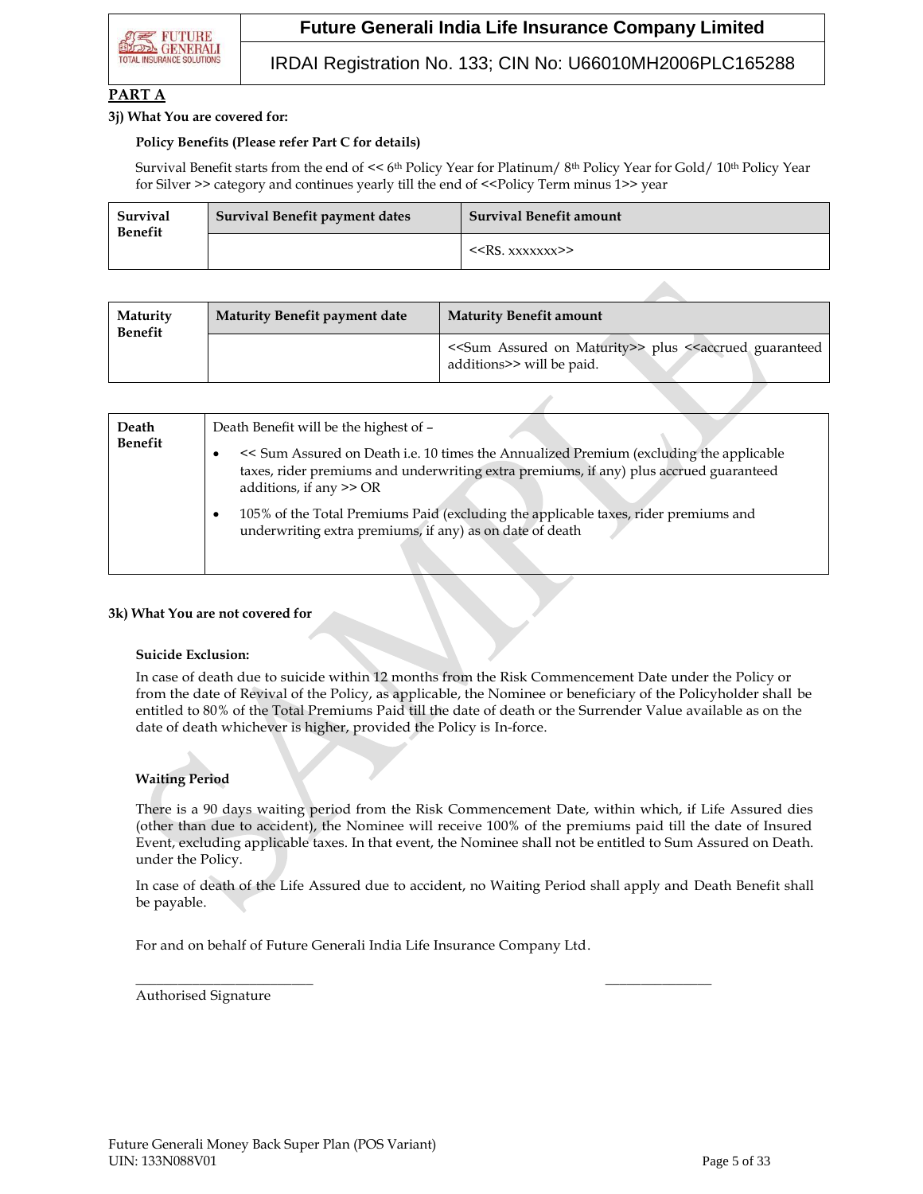**PART A**

**3j) What You are covered for:**

**Policy Benefits (Please refer Part C for details)**

Survival Benefit starts from the end of << 6th Policy Year for Platinum/ 8th Policy Year for Gold/ 10th Policy Year for Silver >> category and continues yearly till the end of <<Policy Term minus 1>> year

| Survival Benefit | Survival Benefit payment dates | Survival Benefit amount |
|---|---|---|
| | | <<RS. xxxxxxx>> |

| Maturity Benefit | Maturity Benefit payment date | Maturity Benefit amount |
|---|---|---|
| | | <<Sum Assured on Maturity>> plus <<accrued guaranteed additions>> will be paid. |

| Death Benefit | Death Benefit will be the highest of – <br>• << Sum Assured on Death i.e. 10 times the Annualized Premium (excluding the applicable taxes, rider premiums and underwriting extra premiums, if any) plus accrued guaranteed additions, if any >> OR <br>• 105% of the Total Premiums Paid (excluding the applicable taxes, rider premiums and underwriting extra premiums, if any) as on date of death |
|---|---|

**3k) What You are not covered for**

**Suicide Exclusion:**

In case of death due to suicide within 12 months from the Risk Commencement Date under the Policy or from the date of Revival of the Policy, as applicable, the Nominee or beneficiary of the Policyholder shall be entitled to 80% of the Total Premiums Paid till the date of death or the Surrender Value available as on the date of death whichever is higher, provided the Policy is In-force.

**Waiting Period**

There is a 90 days waiting period from the Risk Commencement Date, within which, if Life Assured dies (other than due to accident), the Nominee will receive 100% of the premiums paid till the date of Insured Event, excluding applicable taxes. In that event, the Nominee shall not be entitled to Sum Assured on Death. under the Policy.

In case of death of the Life Assured due to accident, no Waiting Period shall apply and Death Benefit shall be payable.

For and on behalf of Future Generali India Life Insurance Company Ltd.

\_\_\_\_\_\_\_\_\_\_\_\_\_\_\_\_\_\_\_\_\_\_\_\_\_ \_\_\_\_\_\_\_\_\_\_\_\_\_\_\_

Authorised Signature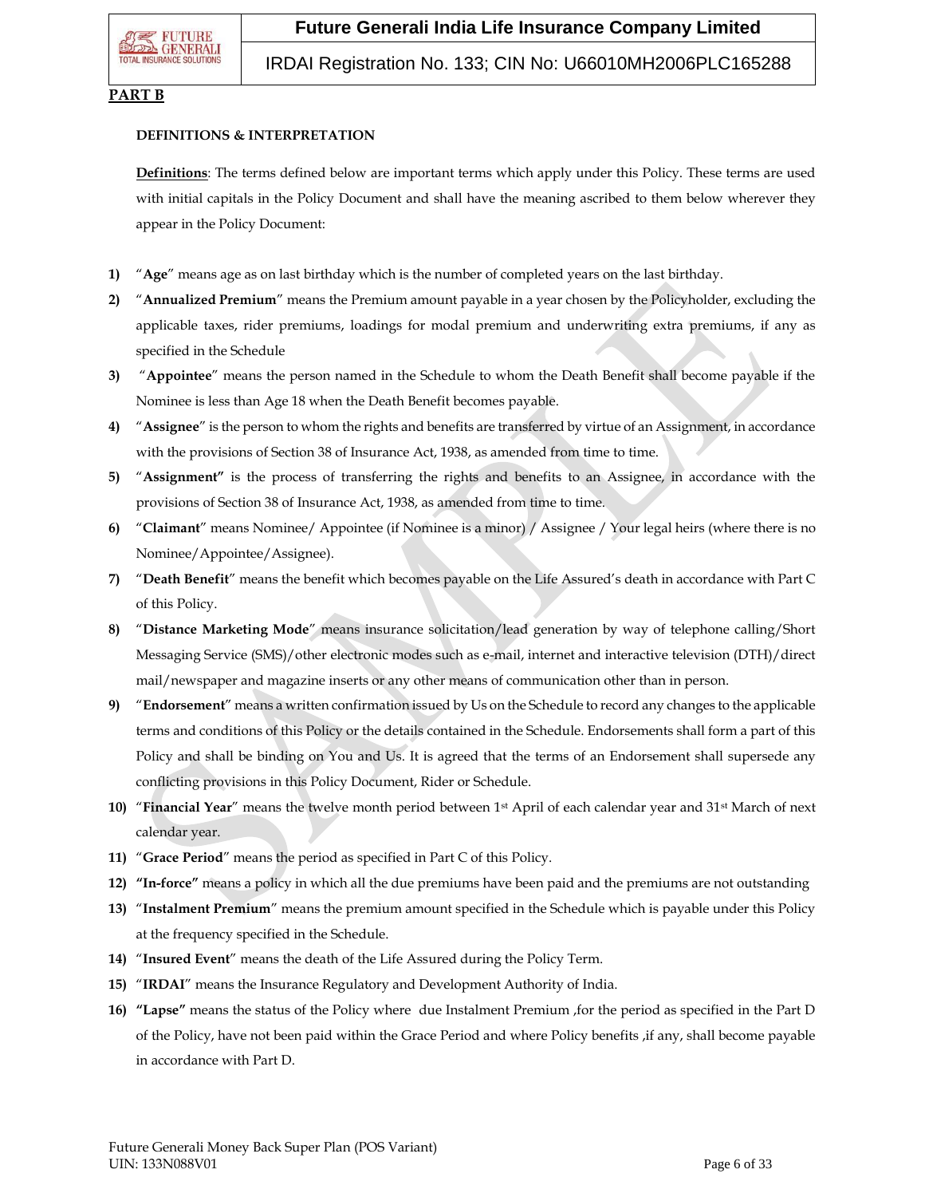**PART B**

**DEFINITIONS & INTERPRETATION**

**Definitions**: The terms defined below are important terms which apply under this Policy. These terms are used with initial capitals in the Policy Document and shall have the meaning ascribed to them below wherever they appear in the Policy Document:

1) "**Age**" means age as on last birthday which is the number of completed years on the last birthday.
2) "**Annualized Premium**" means the Premium amount payable in a year chosen by the Policyholder, excluding the applicable taxes, rider premiums, loadings for modal premium and underwriting extra premiums, if any as specified in the Schedule
3) "**Appointee**" means the person named in the Schedule to whom the Death Benefit shall become payable if the Nominee is less than Age 18 when the Death Benefit becomes payable.
4) "**Assignee**" is the person to whom the rights and benefits are transferred by virtue of an Assignment, in accordance with the provisions of Section 38 of Insurance Act, 1938, as amended from time to time.
5) "**Assignment**" is the process of transferring the rights and benefits to an Assignee, in accordance with the provisions of Section 38 of Insurance Act, 1938, as amended from time to time.
6) "**Claimant**" means Nominee/ Appointee (if Nominee is a minor) / Assignee / Your legal heirs (where there is no Nominee/Appointee/Assignee).
7) "**Death Benefit**" means the benefit which becomes payable on the Life Assured's death in accordance with Part C of this Policy.
8) "**Distance Marketing Mode**" means insurance solicitation/lead generation by way of telephone calling/Short Messaging Service (SMS)/other electronic modes such as e-mail, internet and interactive television (DTH)/direct mail/newspaper and magazine inserts or any other means of communication other than in person.
9) "**Endorsement**" means a written confirmation issued by Us on the Schedule to record any changes to the applicable terms and conditions of this Policy or the details contained in the Schedule. Endorsements shall form a part of this Policy and shall be binding on You and Us. It is agreed that the terms of an Endorsement shall supersede any conflicting provisions in this Policy Document, Rider or Schedule.
10) "**Financial Year**" means the twelve month period between 1st April of each calendar year and 31st March of next calendar year.
11) "**Grace Period**" means the period as specified in Part C of this Policy.
12) **"In-force"** means a policy in which all the due premiums have been paid and the premiums are not outstanding
13) "**Instalment Premium**" means the premium amount specified in the Schedule which is payable under this Policy at the frequency specified in the Schedule.
14) "**Insured Event**" means the death of the Life Assured during the Policy Term.
15) "**IRDAI**" means the Insurance Regulatory and Development Authority of India.
16) **"Lapse"** means the status of the Policy where due Instalment Premium ,for the period as specified in the Part D of the Policy, have not been paid within the Grace Period and where Policy benefits ,if any, shall become payable in accordance with Part D.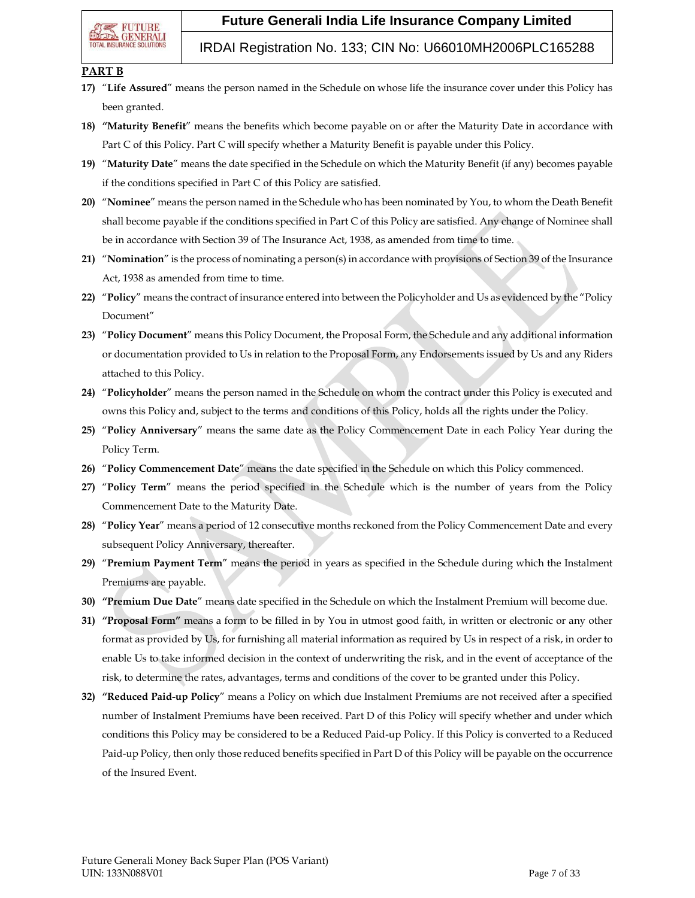**PART B**

17) "**Life Assured**" means the person named in the Schedule on whose life the insurance cover under this Policy has been granted.

18) **"Maturity Benefit**" means the benefits which become payable on or after the Maturity Date in accordance with Part C of this Policy. Part C will specify whether a Maturity Benefit is payable under this Policy.

19) "**Maturity Date**" means the date specified in the Schedule on which the Maturity Benefit (if any) becomes payable if the conditions specified in Part C of this Policy are satisfied.

20) "**Nominee**" means the person named in the Schedule who has been nominated by You, to whom the Death Benefit shall become payable if the conditions specified in Part C of this Policy are satisfied. Any change of Nominee shall be in accordance with Section 39 of The Insurance Act, 1938, as amended from time to time.

21) "**Nomination**" is the process of nominating a person(s) in accordance with provisions of Section 39 of the Insurance Act, 1938 as amended from time to time.

22) "**Policy**" means the contract of insurance entered into between the Policyholder and Us as evidenced by the "Policy Document"

23) "**Policy Document**" means this Policy Document, the Proposal Form, the Schedule and any additional information or documentation provided to Us in relation to the Proposal Form, any Endorsements issued by Us and any Riders attached to this Policy.

24) "**Policyholder**" means the person named in the Schedule on whom the contract under this Policy is executed and owns this Policy and, subject to the terms and conditions of this Policy, holds all the rights under the Policy.

25) "**Policy Anniversary**" means the same date as the Policy Commencement Date in each Policy Year during the Policy Term.

26) "**Policy Commencement Date**" means the date specified in the Schedule on which this Policy commenced.

27) "**Policy Term**" means the period specified in the Schedule which is the number of years from the Policy Commencement Date to the Maturity Date.

28) "**Policy Year**" means a period of 12 consecutive months reckoned from the Policy Commencement Date and every subsequent Policy Anniversary, thereafter.

29) "**Premium Payment Term**" means the period in years as specified in the Schedule during which the Instalment Premiums are payable.

30) **"Premium Due Date**" means date specified in the Schedule on which the Instalment Premium will become due.

31) **"Proposal Form"** means a form to be filled in by You in utmost good faith, in written or electronic or any other format as provided by Us, for furnishing all material information as required by Us in respect of a risk, in order to enable Us to take informed decision in the context of underwriting the risk, and in the event of acceptance of the risk, to determine the rates, advantages, terms and conditions of the cover to be granted under this Policy.

32) **"Reduced Paid-up Policy**" means a Policy on which due Instalment Premiums are not received after a specified number of Instalment Premiums have been received. Part D of this Policy will specify whether and under which conditions this Policy may be considered to be a Reduced Paid-up Policy. If this Policy is converted to a Reduced Paid-up Policy, then only those reduced benefits specified in Part D of this Policy will be payable on the occurrence of the Insured Event.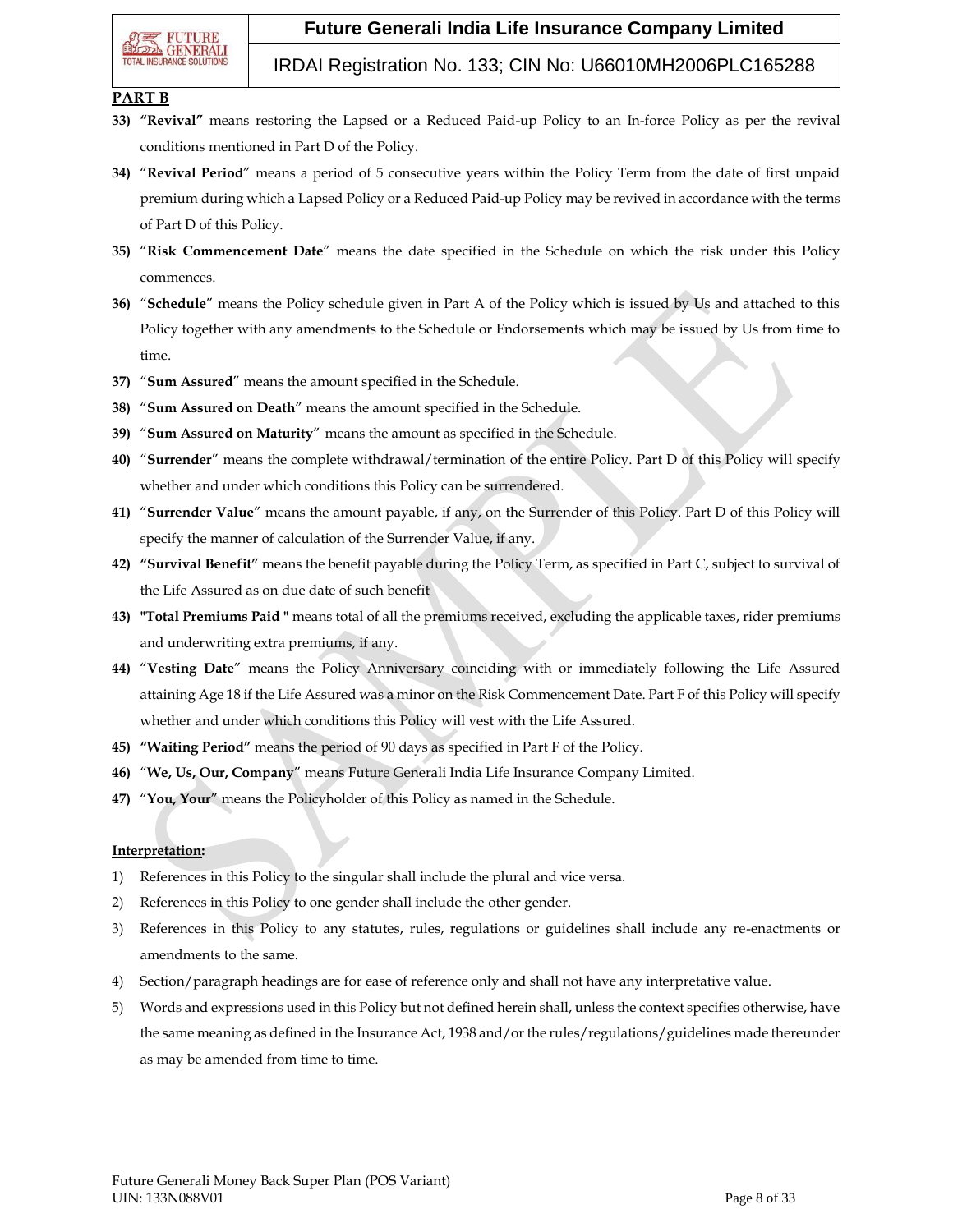**PART B**

33) **"Revival"** means restoring the Lapsed or a Reduced Paid-up Policy to an In-force Policy as per the revival conditions mentioned in Part D of the Policy.

34) "**Revival Period**" means a period of 5 consecutive years within the Policy Term from the date of first unpaid premium during which a Lapsed Policy or a Reduced Paid-up Policy may be revived in accordance with the terms of Part D of this Policy.

35) "**Risk Commencement Date**" means the date specified in the Schedule on which the risk under this Policy commences.

36) "**Schedule**" means the Policy schedule given in Part A of the Policy which is issued by Us and attached to this Policy together with any amendments to the Schedule or Endorsements which may be issued by Us from time to time.

37) "**Sum Assured**" means the amount specified in the Schedule.

38) "**Sum Assured on Death**" means the amount specified in the Schedule.

39) "**Sum Assured on Maturity**" means the amount as specified in the Schedule.

40) "**Surrender**" means the complete withdrawal/termination of the entire Policy. Part D of this Policy will specify whether and under which conditions this Policy can be surrendered.

41) "**Surrender Value**" means the amount payable, if any, on the Surrender of this Policy. Part D of this Policy will specify the manner of calculation of the Surrender Value, if any.

42) **"Survival Benefit"** means the benefit payable during the Policy Term, as specified in Part C, subject to survival of the Life Assured as on due date of such benefit

43) **"Total Premiums Paid "** means total of all the premiums received, excluding the applicable taxes, rider premiums and underwriting extra premiums, if any.

44) "**Vesting Date**" means the Policy Anniversary coinciding with or immediately following the Life Assured attaining Age 18 if the Life Assured was a minor on the Risk Commencement Date. Part F of this Policy will specify whether and under which conditions this Policy will vest with the Life Assured.

45) **"Waiting Period"** means the period of 90 days as specified in Part F of the Policy.

46) "**We, Us, Our, Company**" means Future Generali India Life Insurance Company Limited.

47) "**You, Your**" means the Policyholder of this Policy as named in the Schedule.

**Interpretation:**

1) References in this Policy to the singular shall include the plural and vice versa.
2) References in this Policy to one gender shall include the other gender.
3) References in this Policy to any statutes, rules, regulations or guidelines shall include any re-enactments or amendments to the same.
4) Section/paragraph headings are for ease of reference only and shall not have any interpretative value.
5) Words and expressions used in this Policy but not defined herein shall, unless the context specifies otherwise, have the same meaning as defined in the Insurance Act, 1938 and/or the rules/regulations/guidelines made thereunder as may be amended from time to time.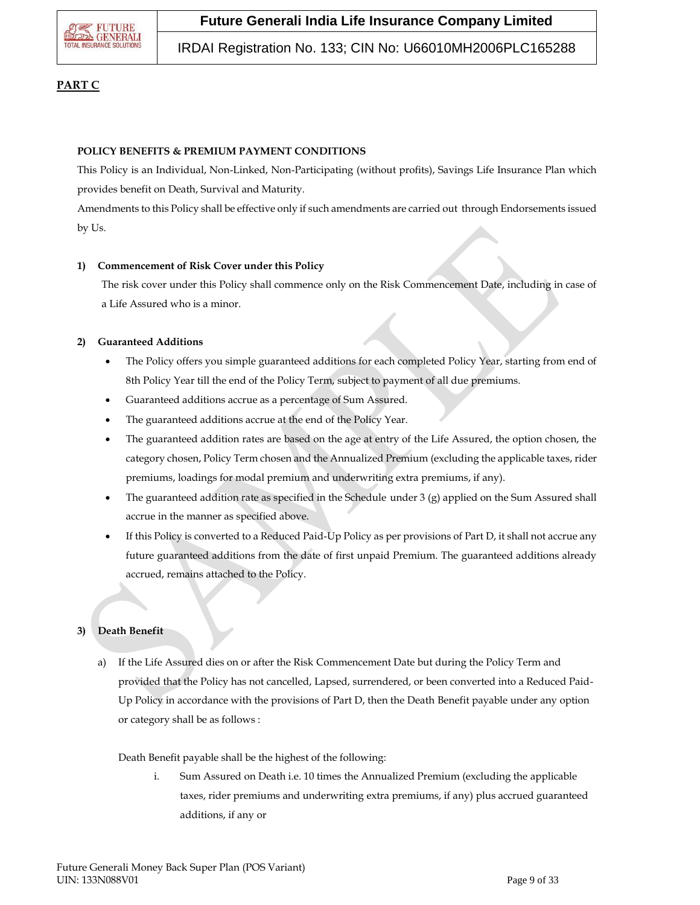## PART C

**POLICY BENEFITS & PREMIUM PAYMENT CONDITIONS**

This Policy is an Individual, Non-Linked, Non-Participating (without profits), Savings Life Insurance Plan which provides benefit on Death, Survival and Maturity.

Amendments to this Policy shall be effective only if such amendments are carried out through Endorsements issued by Us.

**1) Commencement of Risk Cover under this Policy**

The risk cover under this Policy shall commence only on the Risk Commencement Date, including in case of a Life Assured who is a minor.

**2) Guaranteed Additions**

- The Policy offers you simple guaranteed additions for each completed Policy Year, starting from end of 8th Policy Year till the end of the Policy Term, subject to payment of all due premiums.
- Guaranteed additions accrue as a percentage of Sum Assured.
- The guaranteed additions accrue at the end of the Policy Year.
- The guaranteed addition rates are based on the age at entry of the Life Assured, the option chosen, the category chosen, Policy Term chosen and the Annualized Premium (excluding the applicable taxes, rider premiums, loadings for modal premium and underwriting extra premiums, if any).
- The guaranteed addition rate as specified in the Schedule under 3 (g) applied on the Sum Assured shall accrue in the manner as specified above.
- If this Policy is converted to a Reduced Paid-Up Policy as per provisions of Part D, it shall not accrue any future guaranteed additions from the date of first unpaid Premium. The guaranteed additions already accrued, remains attached to the Policy.

**3) Death Benefit**

a) If the Life Assured dies on or after the Risk Commencement Date but during the Policy Term and provided that the Policy has not cancelled, Lapsed, surrendered, or been converted into a Reduced Paid-Up Policy in accordance with the provisions of Part D, then the Death Benefit payable under any option or category shall be as follows :

Death Benefit payable shall be the highest of the following:

i. Sum Assured on Death i.e. 10 times the Annualized Premium (excluding the applicable taxes, rider premiums and underwriting extra premiums, if any) plus accrued guaranteed additions, if any or

Future Generali Money Back Super Plan (POS Variant)
UIN: 133N088V01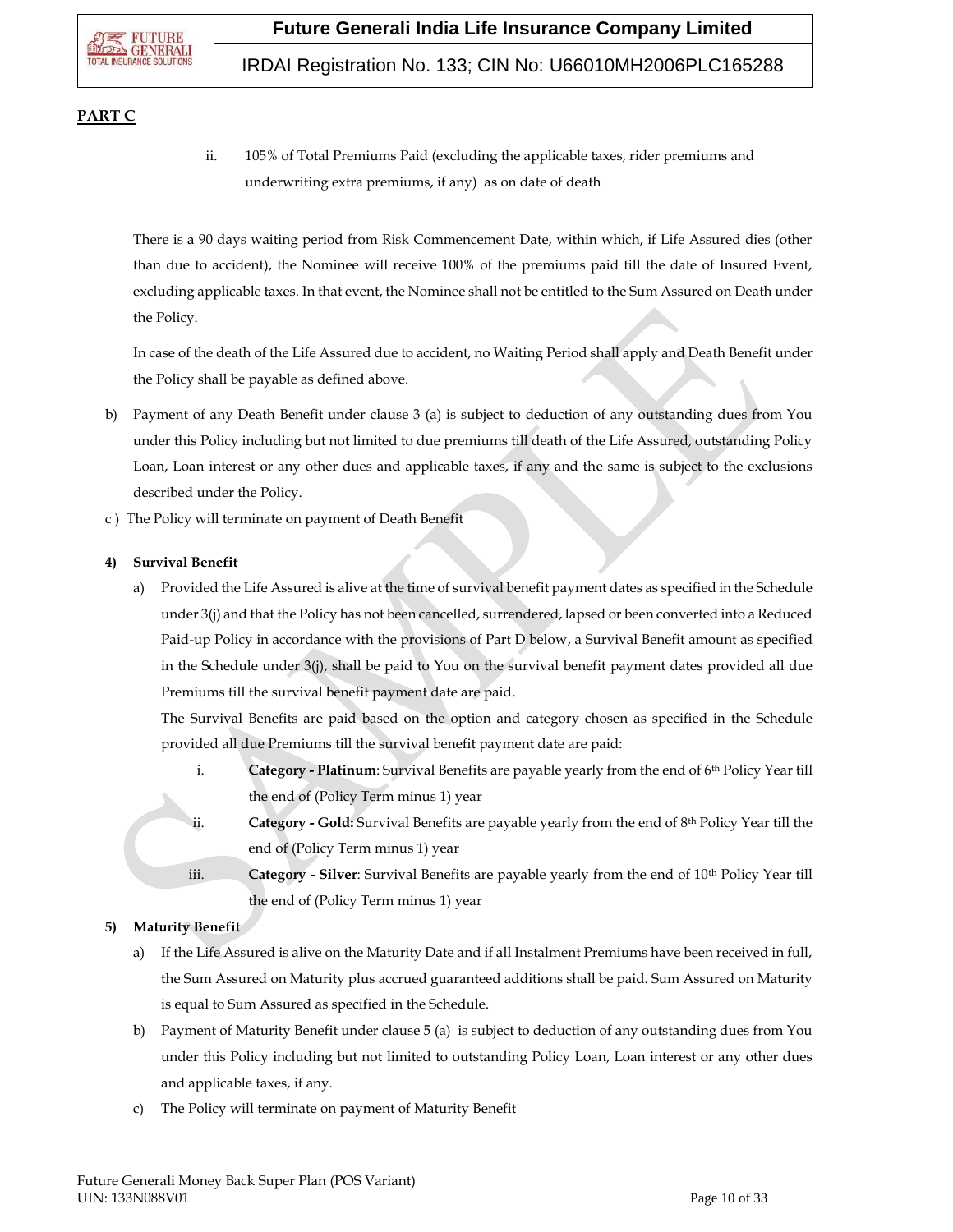**PART C**

ii. 105% of Total Premiums Paid (excluding the applicable taxes, rider premiums and underwriting extra premiums, if any) as on date of death

There is a 90 days waiting period from Risk Commencement Date, within which, if Life Assured dies (other than due to accident), the Nominee will receive 100% of the premiums paid till the date of Insured Event, excluding applicable taxes. In that event, the Nominee shall not be entitled to the Sum Assured on Death under the Policy.

In case of the death of the Life Assured due to accident, no Waiting Period shall apply and Death Benefit under the Policy shall be payable as defined above.

b) Payment of any Death Benefit under clause 3 (a) is subject to deduction of any outstanding dues from You under this Policy including but not limited to due premiums till death of the Life Assured, outstanding Policy Loan, Loan interest or any other dues and applicable taxes, if any and the same is subject to the exclusions described under the Policy.

c) The Policy will terminate on payment of Death Benefit

**4) Survival Benefit**

a) Provided the Life Assured is alive at the time of survival benefit payment dates as specified in the Schedule under 3(j) and that the Policy has not been cancelled, surrendered, lapsed or been converted into a Reduced Paid-up Policy in accordance with the provisions of Part D below, a Survival Benefit amount as specified in the Schedule under 3(j), shall be paid to You on the survival benefit payment dates provided all due Premiums till the survival benefit payment date are paid.

The Survival Benefits are paid based on the option and category chosen as specified in the Schedule provided all due Premiums till the survival benefit payment date are paid:

i. **Category - Platinum**: Survival Benefits are payable yearly from the end of 6th Policy Year till the end of (Policy Term minus 1) year

ii. **Category - Gold:** Survival Benefits are payable yearly from the end of 8th Policy Year till the end of (Policy Term minus 1) year

iii. **Category - Silver**: Survival Benefits are payable yearly from the end of 10th Policy Year till the end of (Policy Term minus 1) year

**5) Maturity Benefit**

a) If the Life Assured is alive on the Maturity Date and if all Instalment Premiums have been received in full, the Sum Assured on Maturity plus accrued guaranteed additions shall be paid. Sum Assured on Maturity is equal to Sum Assured as specified in the Schedule.

b) Payment of Maturity Benefit under clause 5 (a) is subject to deduction of any outstanding dues from You under this Policy including but not limited to outstanding Policy Loan, Loan interest or any other dues and applicable taxes, if any.

c) The Policy will terminate on payment of Maturity Benefit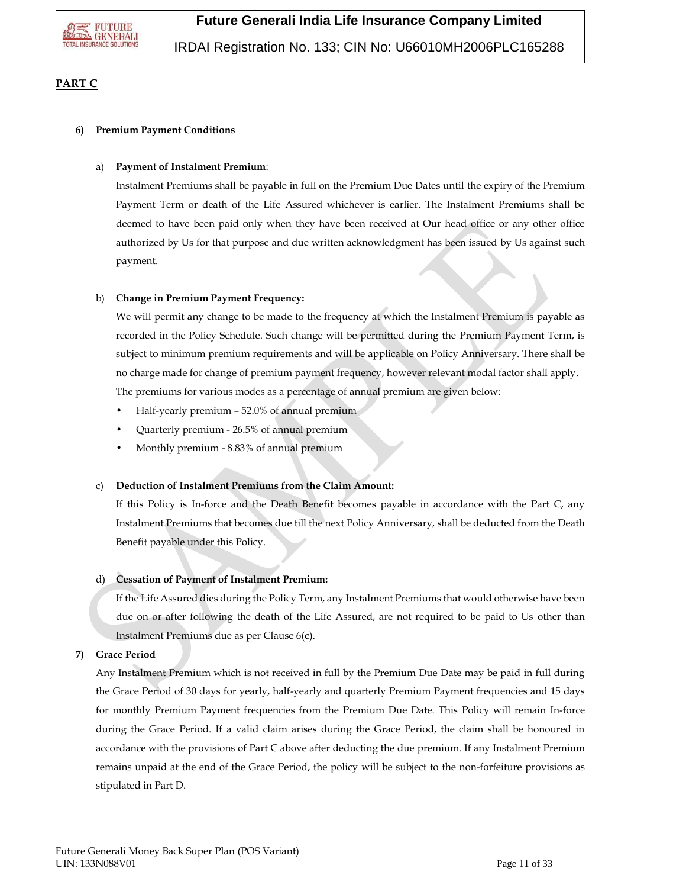**PART C**

6) **Premium Payment Conditions**

a) **Payment of Instalment Premium**:

Instalment Premiums shall be payable in full on the Premium Due Dates until the expiry of the Premium Payment Term or death of the Life Assured whichever is earlier. The Instalment Premiums shall be deemed to have been paid only when they have been received at Our head office or any other office authorized by Us for that purpose and due written acknowledgment has been issued by Us against such payment.

b) **Change in Premium Payment Frequency:**

We will permit any change to be made to the frequency at which the Instalment Premium is payable as recorded in the Policy Schedule. Such change will be permitted during the Premium Payment Term, is subject to minimum premium requirements and will be applicable on Policy Anniversary. There shall be no charge made for change of premium payment frequency, however relevant modal factor shall apply. The premiums for various modes as a percentage of annual premium are given below:

- Half-yearly premium – 52.0% of annual premium
- Quarterly premium - 26.5% of annual premium
- Monthly premium - 8.83% of annual premium

c) **Deduction of Instalment Premiums from the Claim Amount:**

If this Policy is In-force and the Death Benefit becomes payable in accordance with the Part C, any Instalment Premiums that becomes due till the next Policy Anniversary, shall be deducted from the Death Benefit payable under this Policy.

d) **Cessation of Payment of Instalment Premium:**

If the Life Assured dies during the Policy Term, any Instalment Premiums that would otherwise have been due on or after following the death of the Life Assured, are not required to be paid to Us other than Instalment Premiums due as per Clause 6(c).

7) **Grace Period**

Any Instalment Premium which is not received in full by the Premium Due Date may be paid in full during the Grace Period of 30 days for yearly, half-yearly and quarterly Premium Payment frequencies and 15 days for monthly Premium Payment frequencies from the Premium Due Date. This Policy will remain In-force during the Grace Period. If a valid claim arises during the Grace Period, the claim shall be honoured in accordance with the provisions of Part C above after deducting the due premium. If any Instalment Premium remains unpaid at the end of the Grace Period, the policy will be subject to the non-forfeiture provisions as stipulated in Part D.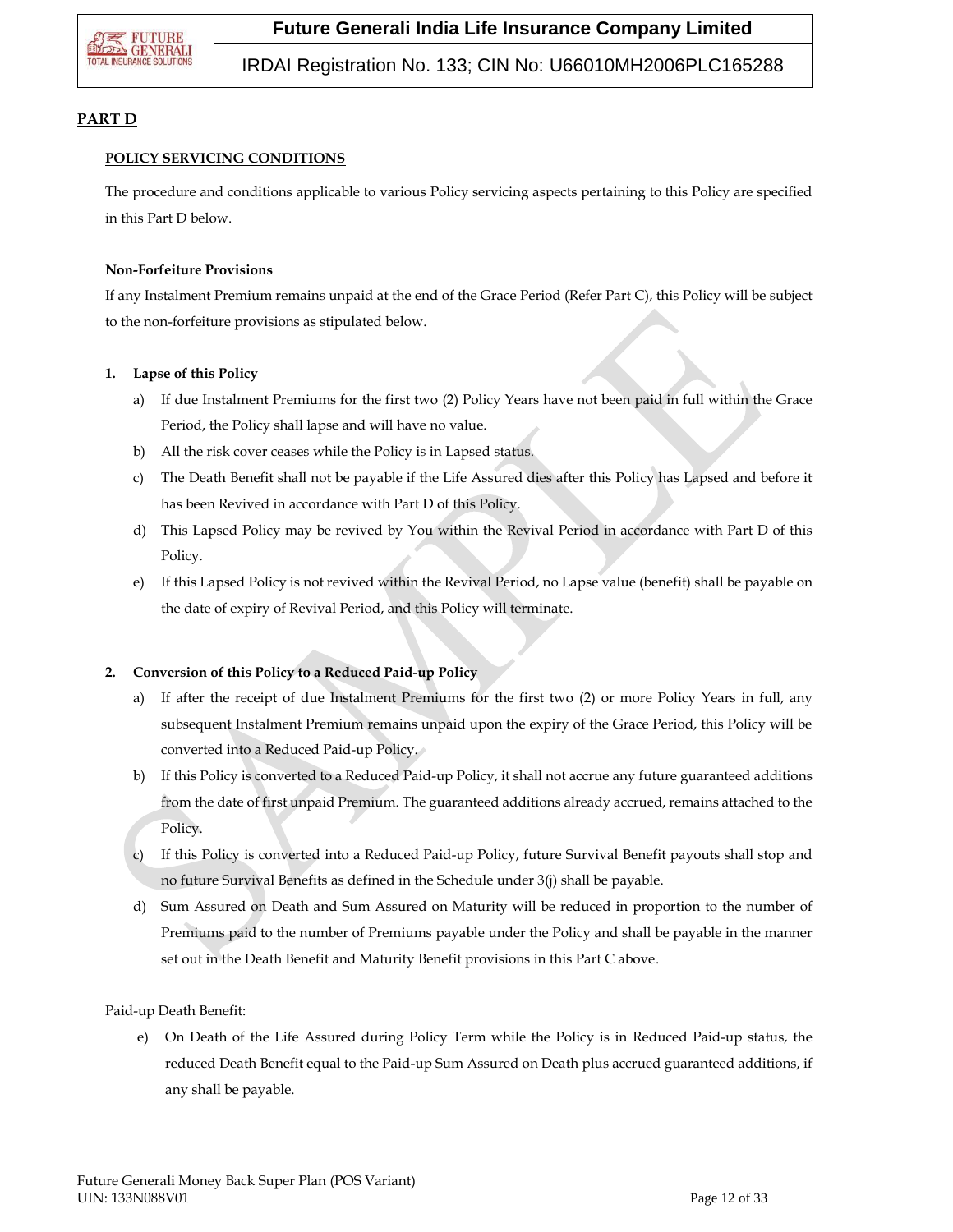## PART D

### POLICY SERVICING CONDITIONS

The procedure and conditions applicable to various Policy servicing aspects pertaining to this Policy are specified in this Part D below.

**Non-Forfeiture Provisions**

If any Instalment Premium remains unpaid at the end of the Grace Period (Refer Part C), this Policy will be subject to the non-forfeiture provisions as stipulated below.

**1. Lapse of this Policy**

a) If due Instalment Premiums for the first two (2) Policy Years have not been paid in full within the Grace Period, the Policy shall lapse and will have no value.

b) All the risk cover ceases while the Policy is in Lapsed status.

c) The Death Benefit shall not be payable if the Life Assured dies after this Policy has Lapsed and before it has been Revived in accordance with Part D of this Policy.

d) This Lapsed Policy may be revived by You within the Revival Period in accordance with Part D of this Policy.

e) If this Lapsed Policy is not revived within the Revival Period, no Lapse value (benefit) shall be payable on the date of expiry of Revival Period, and this Policy will terminate.

**2. Conversion of this Policy to a Reduced Paid-up Policy**

a) If after the receipt of due Instalment Premiums for the first two (2) or more Policy Years in full, any subsequent Instalment Premium remains unpaid upon the expiry of the Grace Period, this Policy will be converted into a Reduced Paid-up Policy.

b) If this Policy is converted to a Reduced Paid-up Policy, it shall not accrue any future guaranteed additions from the date of first unpaid Premium. The guaranteed additions already accrued, remains attached to the Policy.

c) If this Policy is converted into a Reduced Paid-up Policy, future Survival Benefit payouts shall stop and no future Survival Benefits as defined in the Schedule under 3(j) shall be payable.

d) Sum Assured on Death and Sum Assured on Maturity will be reduced in proportion to the number of Premiums paid to the number of Premiums payable under the Policy and shall be payable in the manner set out in the Death Benefit and Maturity Benefit provisions in this Part C above.

Paid-up Death Benefit:

e) On Death of the Life Assured during Policy Term while the Policy is in Reduced Paid-up status, the reduced Death Benefit equal to the Paid-up Sum Assured on Death plus accrued guaranteed additions, if any shall be payable.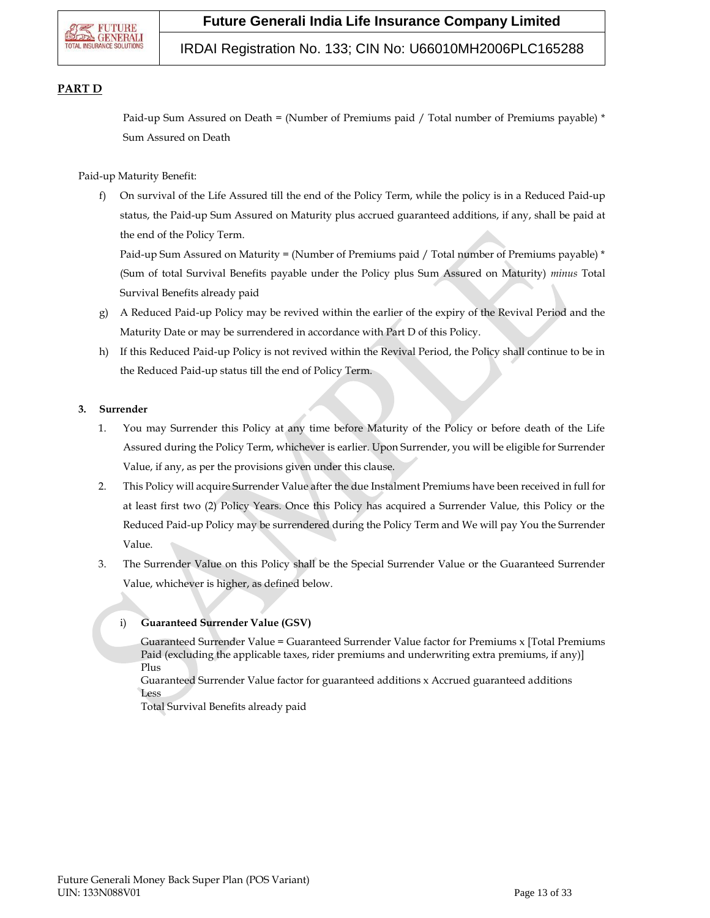**PART D**

Paid-up Sum Assured on Death = (Number of Premiums paid / Total number of Premiums payable) * Sum Assured on Death

Paid-up Maturity Benefit:

f) On survival of the Life Assured till the end of the Policy Term, while the policy is in a Reduced Paid-up status, the Paid-up Sum Assured on Maturity plus accrued guaranteed additions, if any, shall be paid at the end of the Policy Term.

   Paid-up Sum Assured on Maturity = (Number of Premiums paid / Total number of Premiums payable) * (Sum of total Survival Benefits payable under the Policy plus Sum Assured on Maturity) *minus* Total Survival Benefits already paid

g) A Reduced Paid-up Policy may be revived within the earlier of the expiry of the Revival Period and the Maturity Date or may be surrendered in accordance with Part D of this Policy.

h) If this Reduced Paid-up Policy is not revived within the Revival Period, the Policy shall continue to be in the Reduced Paid-up status till the end of Policy Term.

**3. Surrender**

1. You may Surrender this Policy at any time before Maturity of the Policy or before death of the Life Assured during the Policy Term, whichever is earlier. Upon Surrender, you will be eligible for Surrender Value, if any, as per the provisions given under this clause.
2. This Policy will acquire Surrender Value after the due Instalment Premiums have been received in full for at least first two (2) Policy Years. Once this Policy has acquired a Surrender Value, this Policy or the Reduced Paid-up Policy may be surrendered during the Policy Term and We will pay You the Surrender Value.
3. The Surrender Value on this Policy shall be the Special Surrender Value or the Guaranteed Surrender Value, whichever is higher, as defined below.

   i) **Guaranteed Surrender Value (GSV)**

   Guaranteed Surrender Value = Guaranteed Surrender Value factor for Premiums x [Total Premiums Paid (excluding the applicable taxes, rider premiums and underwriting extra premiums, if any)]
   Plus
   Guaranteed Surrender Value factor for guaranteed additions x Accrued guaranteed additions
   Less
   Total Survival Benefits already paid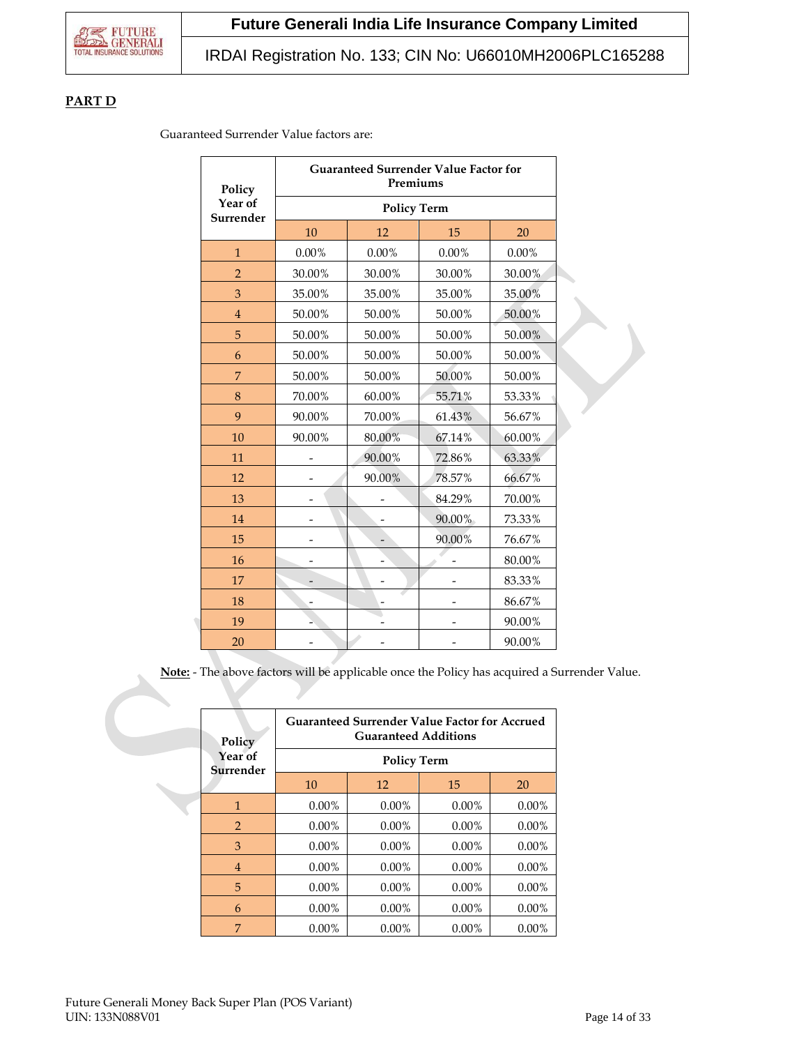**PART D**

Guaranteed Surrender Value factors are:

| Policy Year of Surrender | Guaranteed Surrender Value Factor for Premiums | | | |
|---|---|---|---|---|
| | Policy Term | | | |
| | 10 | 12 | 15 | 20 |
| 1 | 0.00% | 0.00% | 0.00% | 0.00% |
| 2 | 30.00% | 30.00% | 30.00% | 30.00% |
| 3 | 35.00% | 35.00% | 35.00% | 35.00% |
| 4 | 50.00% | 50.00% | 50.00% | 50.00% |
| 5 | 50.00% | 50.00% | 50.00% | 50.00% |
| 6 | 50.00% | 50.00% | 50.00% | 50.00% |
| 7 | 50.00% | 50.00% | 50.00% | 50.00% |
| 8 | 70.00% | 60.00% | 55.71% | 53.33% |
| 9 | 90.00% | 70.00% | 61.43% | 56.67% |
| 10 | 90.00% | 80.00% | 67.14% | 60.00% |
| 11 | - | 90.00% | 72.86% | 63.33% |
| 12 | - | 90.00% | 78.57% | 66.67% |
| 13 | - | - | 84.29% | 70.00% |
| 14 | - | - | 90.00% | 73.33% |
| 15 | - | - | 90.00% | 76.67% |
| 16 | - | - | - | 80.00% |
| 17 | - | - | - | 83.33% |
| 18 | - | - | - | 86.67% |
| 19 | - | - | - | 90.00% |
| 20 | - | - | - | 90.00% |

**Note:** - The above factors will be applicable once the Policy has acquired a Surrender Value.

| Policy Year of Surrender | Guaranteed Surrender Value Factor for Accrued Guaranteed Additions | | | |
|---|---|---|---|---|
| | Policy Term | | | |
| | 10 | 12 | 15 | 20 |
| 1 | 0.00% | 0.00% | 0.00% | 0.00% |
| 2 | 0.00% | 0.00% | 0.00% | 0.00% |
| 3 | 0.00% | 0.00% | 0.00% | 0.00% |
| 4 | 0.00% | 0.00% | 0.00% | 0.00% |
| 5 | 0.00% | 0.00% | 0.00% | 0.00% |
| 6 | 0.00% | 0.00% | 0.00% | 0.00% |
| 7 | 0.00% | 0.00% | 0.00% | 0.00% |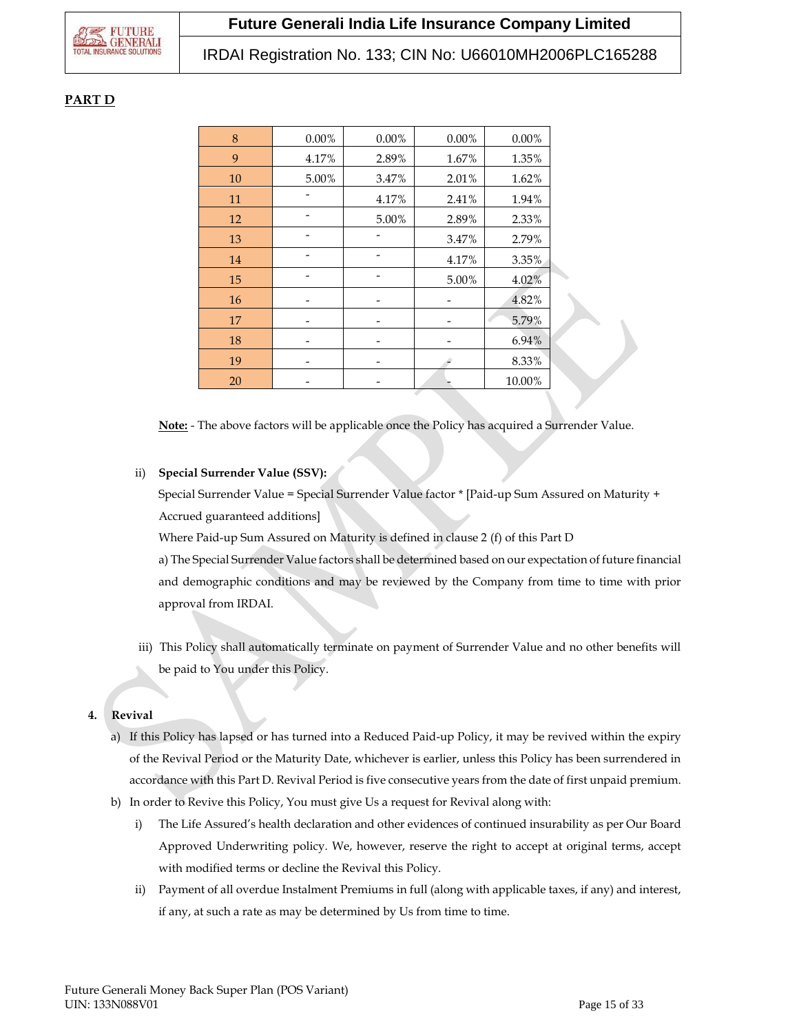**PART D**

| | | | | |
|---|---|---|---|---|
| 8 | 0.00% | 0.00% | 0.00% | 0.00% |
| 9 | 4.17% | 2.89% | 1.67% | 1.35% |
| 10 | 5.00% | 3.47% | 2.01% | 1.62% |
| 11 | - | 4.17% | 2.41% | 1.94% |
| 12 | - | 5.00% | 2.89% | 2.33% |
| 13 | - | - | 3.47% | 2.79% |
| 14 | - | - | 4.17% | 3.35% |
| 15 | - | - | 5.00% | 4.02% |
| 16 | - | - | - | 4.82% |
| 17 | - | - | - | 5.79% |
| 18 | - | - | - | 6.94% |
| 19 | - | - | - | 8.33% |
| 20 | - | - | - | 10.00% |

**Note:** - The above factors will be applicable once the Policy has acquired a Surrender Value.

ii) **Special Surrender Value (SSV):**

Special Surrender Value = Special Surrender Value factor * [Paid-up Sum Assured on Maturity + Accrued guaranteed additions]

Where Paid-up Sum Assured on Maturity is defined in clause 2 (f) of this Part D

a) The Special Surrender Value factors shall be determined based on our expectation of future financial and demographic conditions and may be reviewed by the Company from time to time with prior approval from IRDAI.

iii) This Policy shall automatically terminate on payment of Surrender Value and no other benefits will be paid to You under this Policy.

**4. Revival**

a) If this Policy has lapsed or has turned into a Reduced Paid-up Policy, it may be revived within the expiry of the Revival Period or the Maturity Date, whichever is earlier, unless this Policy has been surrendered in accordance with this Part D. Revival Period is five consecutive years from the date of first unpaid premium.

b) In order to Revive this Policy, You must give Us a request for Revival along with:

i) The Life Assured's health declaration and other evidences of continued insurability as per Our Board Approved Underwriting policy. We, however, reserve the right to accept at original terms, accept with modified terms or decline the Revival this Policy.

ii) Payment of all overdue Instalment Premiums in full (along with applicable taxes, if any) and interest, if any, at such a rate as may be determined by Us from time to time.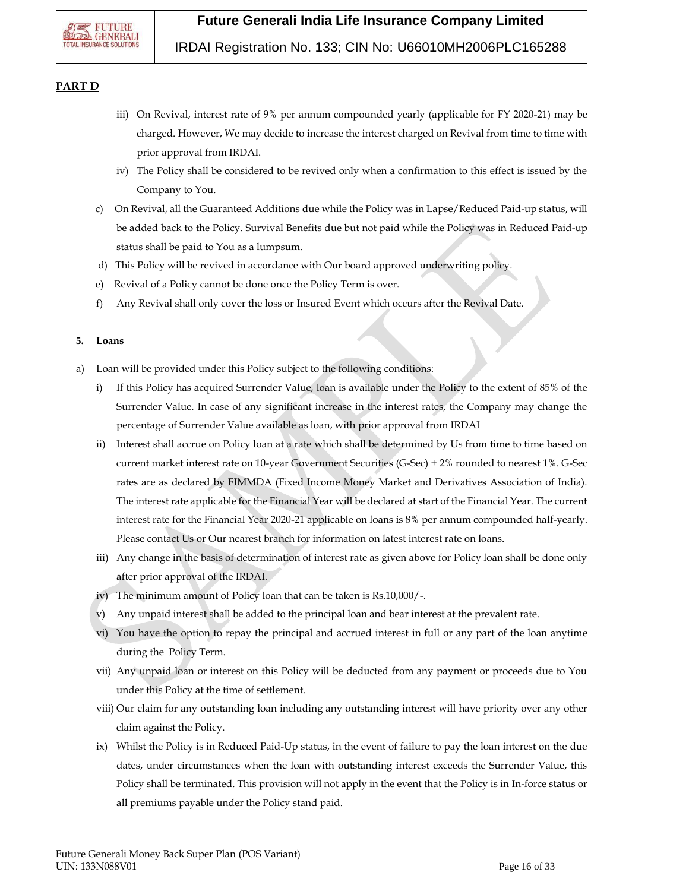**PART D**

- iii) On Revival, interest rate of 9% per annum compounded yearly (applicable for FY 2020-21) may be charged. However, We may decide to increase the interest charged on Revival from time to time with prior approval from IRDAI.
- iv) The Policy shall be considered to be revived only when a confirmation to this effect is issued by the Company to You.

c) On Revival, all the Guaranteed Additions due while the Policy was in Lapse/Reduced Paid-up status, will be added back to the Policy. Survival Benefits due but not paid while the Policy was in Reduced Paid-up status shall be paid to You as a lumpsum.

d) This Policy will be revived in accordance with Our board approved underwriting policy.

e) Revival of a Policy cannot be done once the Policy Term is over.

f) Any Revival shall only cover the loss or Insured Event which occurs after the Revival Date.

**5. Loans**

a) Loan will be provided under this Policy subject to the following conditions:

- i) If this Policy has acquired Surrender Value, loan is available under the Policy to the extent of 85% of the Surrender Value. In case of any significant increase in the interest rates, the Company may change the percentage of Surrender Value available as loan, with prior approval from IRDAI
- ii) Interest shall accrue on Policy loan at a rate which shall be determined by Us from time to time based on current market interest rate on 10-year Government Securities (G-Sec) + 2% rounded to nearest 1%. G-Sec rates are as declared by FIMMDA (Fixed Income Money Market and Derivatives Association of India). The interest rate applicable for the Financial Year will be declared at start of the Financial Year. The current interest rate for the Financial Year 2020-21 applicable on loans is 8% per annum compounded half-yearly. Please contact Us or Our nearest branch for information on latest interest rate on loans.
- iii) Any change in the basis of determination of interest rate as given above for Policy loan shall be done only after prior approval of the IRDAI.
- iv) The minimum amount of Policy loan that can be taken is Rs.10,000/-.
- v) Any unpaid interest shall be added to the principal loan and bear interest at the prevalent rate.
- vi) You have the option to repay the principal and accrued interest in full or any part of the loan anytime during the Policy Term.
- vii) Any unpaid loan or interest on this Policy will be deducted from any payment or proceeds due to You under this Policy at the time of settlement.
- viii) Our claim for any outstanding loan including any outstanding interest will have priority over any other claim against the Policy.
- ix) Whilst the Policy is in Reduced Paid-Up status, in the event of failure to pay the loan interest on the due dates, under circumstances when the loan with outstanding interest exceeds the Surrender Value, this Policy shall be terminated. This provision will not apply in the event that the Policy is in In-force status or all premiums payable under the Policy stand paid.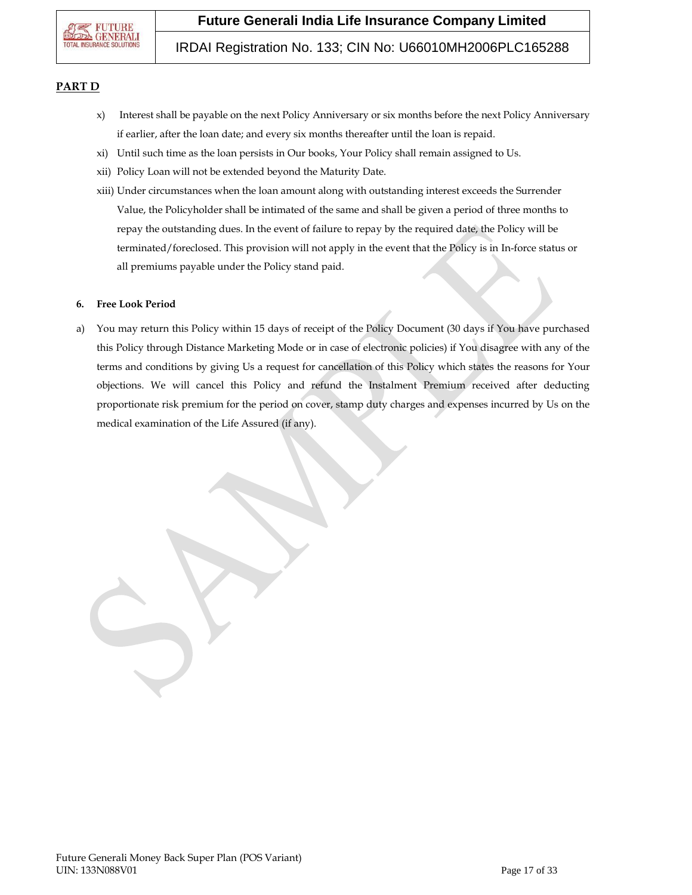## PART D

x) Interest shall be payable on the next Policy Anniversary or six months before the next Policy Anniversary if earlier, after the loan date; and every six months thereafter until the loan is repaid.

xi) Until such time as the loan persists in Our books, Your Policy shall remain assigned to Us.

xii) Policy Loan will not be extended beyond the Maturity Date.

xiii) Under circumstances when the loan amount along with outstanding interest exceeds the Surrender Value, the Policyholder shall be intimated of the same and shall be given a period of three months to repay the outstanding dues. In the event of failure to repay by the required date, the Policy will be terminated/foreclosed. This provision will not apply in the event that the Policy is in In-force status or all premiums payable under the Policy stand paid.

**6. Free Look Period**

a) You may return this Policy within 15 days of receipt of the Policy Document (30 days if You have purchased this Policy through Distance Marketing Mode or in case of electronic policies) if You disagree with any of the terms and conditions by giving Us a request for cancellation of this Policy which states the reasons for Your objections. We will cancel this Policy and refund the Instalment Premium received after deducting proportionate risk premium for the period on cover, stamp duty charges and expenses incurred by Us on the medical examination of the Life Assured (if any).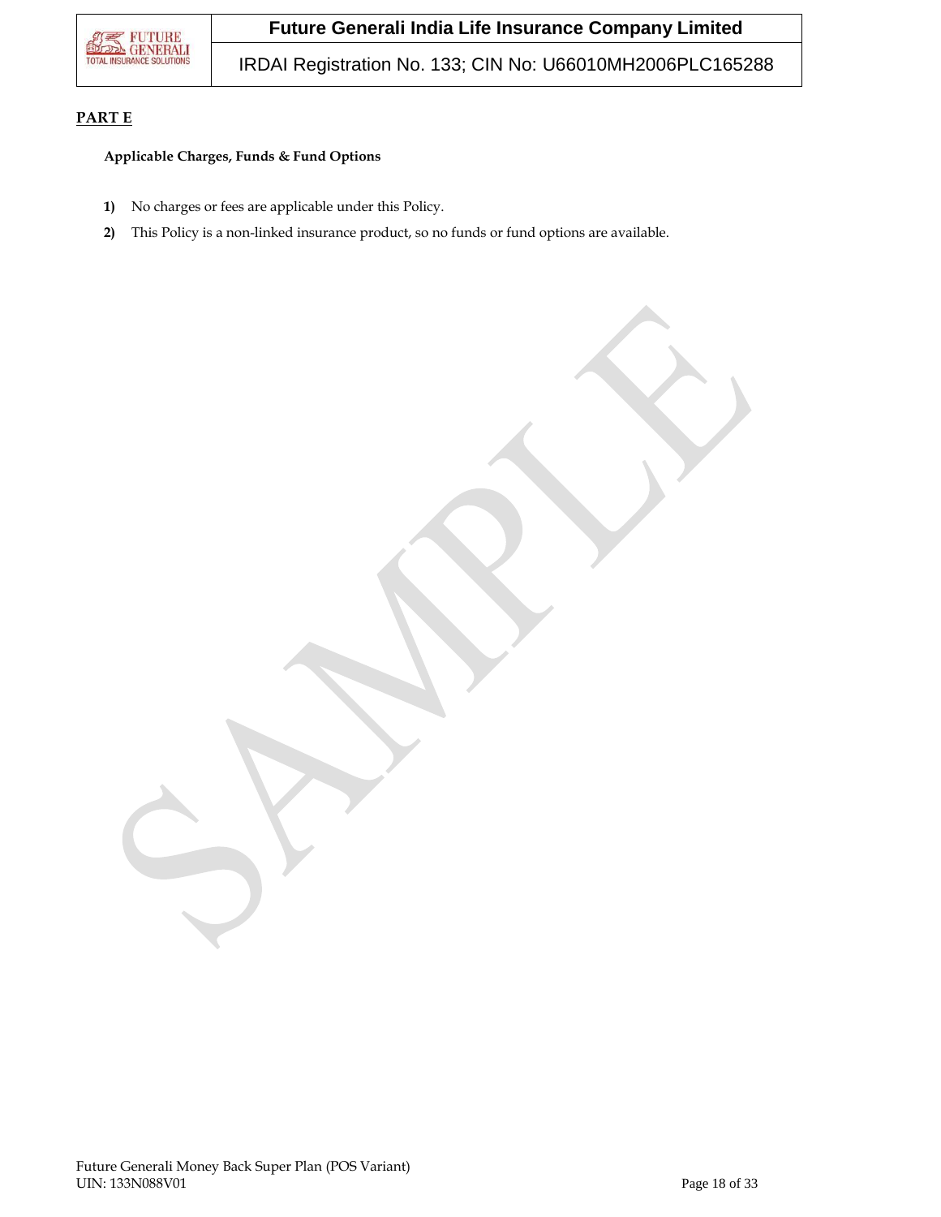## PART E

**Applicable Charges, Funds & Fund Options**

1) No charges or fees are applicable under this Policy.
2) This Policy is a non-linked insurance product, so no funds or fund options are available.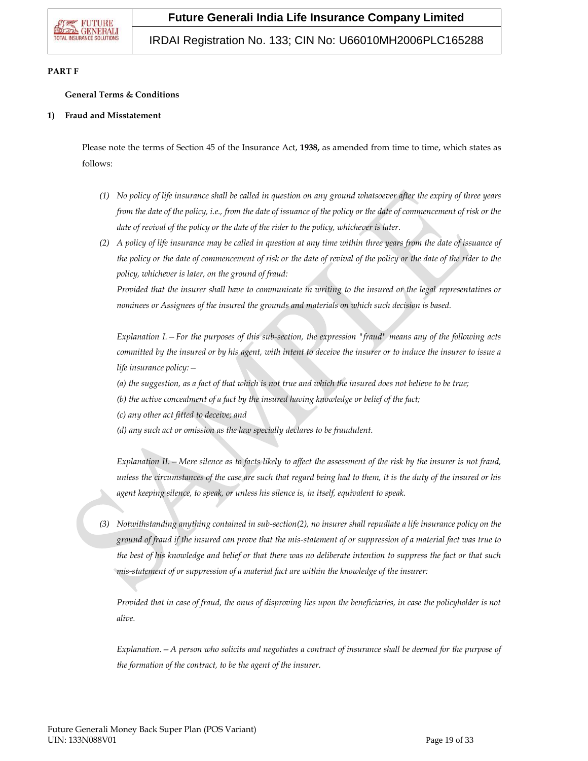**PART F**

**General Terms & Conditions**

**1) Fraud and Misstatement**

Please note the terms of Section 45 of the Insurance Act, **1938,** as amended from time to time, which states as follows:

*(1) No policy of life insurance shall be called in question on any ground whatsoever after the expiry of three years from the date of the policy, i.e., from the date of issuance of the policy or the date of commencement of risk or the date of revival of the policy or the date of the rider to the policy, whichever is later.*

*(2) A policy of life insurance may be called in question at any time within three years from the date of issuance of the policy or the date of commencement of risk or the date of revival of the policy or the date of the rider to the policy, whichever is later, on the ground of fraud:*

*Provided that the insurer shall have to communicate in writing to the insured or the legal representatives or nominees or Assignees of the insured the grounds and materials on which such decision is based.*

*Explanation I.—For the purposes of this sub-section, the expression "fraud" means any of the following acts committed by the insured or by his agent, with intent to deceive the insurer or to induce the insurer to issue a life insurance policy:—*

*(a) the suggestion, as a fact of that which is not true and which the insured does not believe to be true;*

*(b) the active concealment of a fact by the insured having knowledge or belief of the fact;*

*(c) any other act fitted to deceive; and*

*(d) any such act or omission as the law specially declares to be fraudulent.*

*Explanation II.—Mere silence as to facts likely to affect the assessment of the risk by the insurer is not fraud, unless the circumstances of the case are such that regard being had to them, it is the duty of the insured or his agent keeping silence, to speak, or unless his silence is, in itself, equivalent to speak.*

*(3) Notwithstanding anything contained in sub-section(2), no insurer shall repudiate a life insurance policy on the ground of fraud if the insured can prove that the mis-statement of or suppression of a material fact was true to the best of his knowledge and belief or that there was no deliberate intention to suppress the fact or that such mis-statement of or suppression of a material fact are within the knowledge of the insurer:*

*Provided that in case of fraud, the onus of disproving lies upon the beneficiaries, in case the policyholder is not alive.*

*Explanation.—A person who solicits and negotiates a contract of insurance shall be deemed for the purpose of the formation of the contract, to be the agent of the insurer.*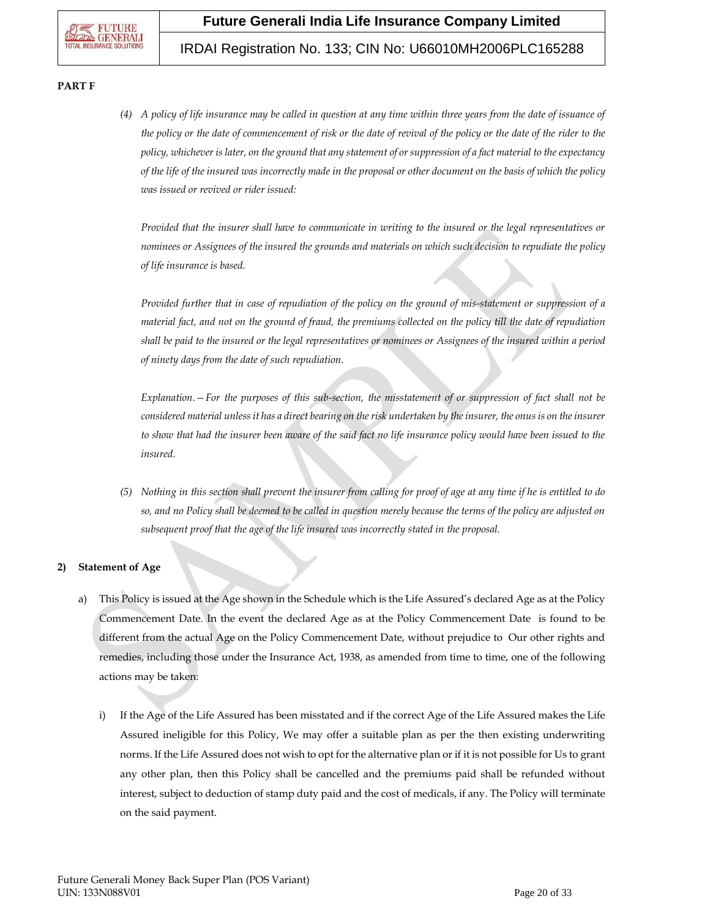**PART F**

(4) *A policy of life insurance may be called in question at any time within three years from the date of issuance of the policy or the date of commencement of risk or the date of revival of the policy or the date of the rider to the policy, whichever is later, on the ground that any statement of or suppression of a fact material to the expectancy of the life of the insured was incorrectly made in the proposal or other document on the basis of which the policy was issued or revived or rider issued:*

*Provided that the insurer shall have to communicate in writing to the insured or the legal representatives or nominees or Assignees of the insured the grounds and materials on which such decision to repudiate the policy of life insurance is based.*

*Provided further that in case of repudiation of the policy on the ground of mis-statement or suppression of a material fact, and not on the ground of fraud, the premiums collected on the policy till the date of repudiation shall be paid to the insured or the legal representatives or nominees or Assignees of the insured within a period of ninety days from the date of such repudiation.*

*Explanation.—For the purposes of this sub-section, the misstatement of or suppression of fact shall not be considered material unless it has a direct bearing on the risk undertaken by the insurer, the onus is on the insurer to show that had the insurer been aware of the said fact no life insurance policy would have been issued to the insured.*

(5) *Nothing in this section shall prevent the insurer from calling for proof of age at any time if he is entitled to do so, and no Policy shall be deemed to be called in question merely because the terms of the policy are adjusted on subsequent proof that the age of the life insured was incorrectly stated in the proposal.*

**2) Statement of Age**

a) This Policy is issued at the Age shown in the Schedule which is the Life Assured's declared Age as at the Policy Commencement Date. In the event the declared Age as at the Policy Commencement Date is found to be different from the actual Age on the Policy Commencement Date, without prejudice to Our other rights and remedies, including those under the Insurance Act, 1938, as amended from time to time, one of the following actions may be taken:

i) If the Age of the Life Assured has been misstated and if the correct Age of the Life Assured makes the Life Assured ineligible for this Policy, We may offer a suitable plan as per the then existing underwriting norms. If the Life Assured does not wish to opt for the alternative plan or if it is not possible for Us to grant any other plan, then this Policy shall be cancelled and the premiums paid shall be refunded without interest, subject to deduction of stamp duty paid and the cost of medicals, if any. The Policy will terminate on the said payment.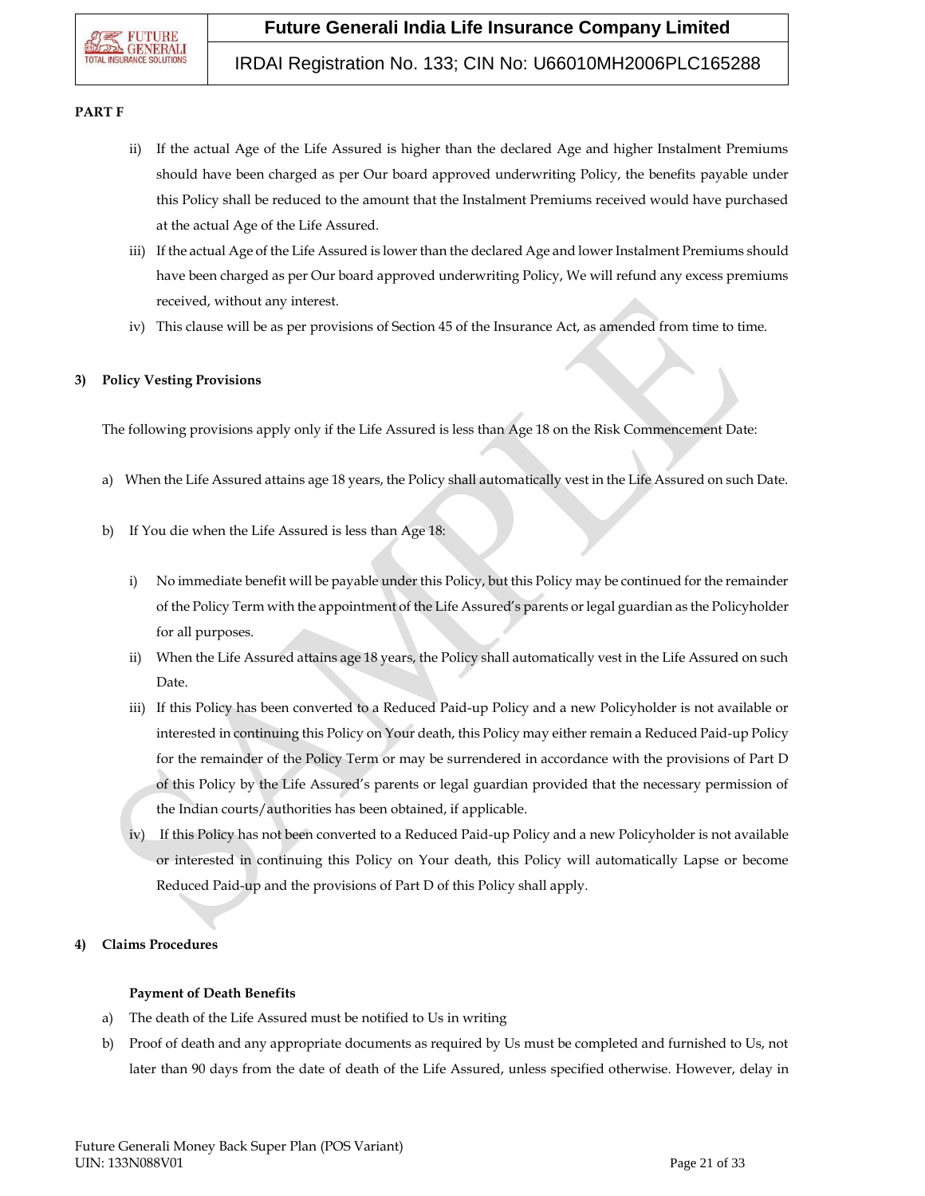**PART F**

ii) If the actual Age of the Life Assured is higher than the declared Age and higher Instalment Premiums should have been charged as per Our board approved underwriting Policy, the benefits payable under this Policy shall be reduced to the amount that the Instalment Premiums received would have purchased at the actual Age of the Life Assured.

iii) If the actual Age of the Life Assured is lower than the declared Age and lower Instalment Premiums should have been charged as per Our board approved underwriting Policy, We will refund any excess premiums received, without any interest.

iv) This clause will be as per provisions of Section 45 of the Insurance Act, as amended from time to time.

**3) Policy Vesting Provisions**

The following provisions apply only if the Life Assured is less than Age 18 on the Risk Commencement Date:

a) When the Life Assured attains age 18 years, the Policy shall automatically vest in the Life Assured on such Date.

b) If You die when the Life Assured is less than Age 18:

i) No immediate benefit will be payable under this Policy, but this Policy may be continued for the remainder of the Policy Term with the appointment of the Life Assured's parents or legal guardian as the Policyholder for all purposes.

ii) When the Life Assured attains age 18 years, the Policy shall automatically vest in the Life Assured on such Date.

iii) If this Policy has been converted to a Reduced Paid-up Policy and a new Policyholder is not available or interested in continuing this Policy on Your death, this Policy may either remain a Reduced Paid-up Policy for the remainder of the Policy Term or may be surrendered in accordance with the provisions of Part D of this Policy by the Life Assured's parents or legal guardian provided that the necessary permission of the Indian courts/authorities has been obtained, if applicable.

iv) If this Policy has not been converted to a Reduced Paid-up Policy and a new Policyholder is not available or interested in continuing this Policy on Your death, this Policy will automatically Lapse or become Reduced Paid-up and the provisions of Part D of this Policy shall apply.

**4) Claims Procedures**

**Payment of Death Benefits**

a) The death of the Life Assured must be notified to Us in writing

b) Proof of death and any appropriate documents as required by Us must be completed and furnished to Us, not later than 90 days from the date of death of the Life Assured, unless specified otherwise. However, delay in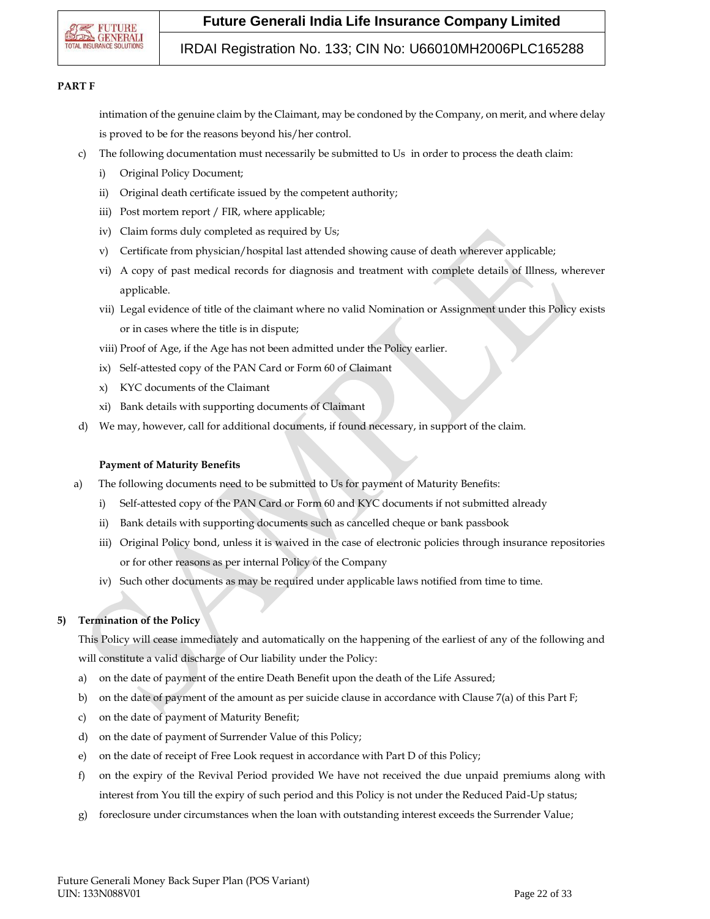**PART F**

intimation of the genuine claim by the Claimant, may be condoned by the Company, on merit, and where delay is proved to be for the reasons beyond his/her control.

c) The following documentation must necessarily be submitted to Us in order to process the death claim:
   i) Original Policy Document;
   ii) Original death certificate issued by the competent authority;
   iii) Post mortem report / FIR, where applicable;
   iv) Claim forms duly completed as required by Us;
   v) Certificate from physician/hospital last attended showing cause of death wherever applicable;
   vi) A copy of past medical records for diagnosis and treatment with complete details of Illness, wherever applicable.
   vii) Legal evidence of title of the claimant where no valid Nomination or Assignment under this Policy exists or in cases where the title is in dispute;
   viii) Proof of Age, if the Age has not been admitted under the Policy earlier.
   ix) Self-attested copy of the PAN Card or Form 60 of Claimant
   x) KYC documents of the Claimant
   xi) Bank details with supporting documents of Claimant
d) We may, however, call for additional documents, if found necessary, in support of the claim.

**Payment of Maturity Benefits**

a) The following documents need to be submitted to Us for payment of Maturity Benefits:
   i) Self-attested copy of the PAN Card or Form 60 and KYC documents if not submitted already
   ii) Bank details with supporting documents such as cancelled cheque or bank passbook
   iii) Original Policy bond, unless it is waived in the case of electronic policies through insurance repositories or for other reasons as per internal Policy of the Company
   iv) Such other documents as may be required under applicable laws notified from time to time.

**5) Termination of the Policy**

This Policy will cease immediately and automatically on the happening of the earliest of any of the following and will constitute a valid discharge of Our liability under the Policy:

a) on the date of payment of the entire Death Benefit upon the death of the Life Assured;
b) on the date of payment of the amount as per suicide clause in accordance with Clause 7(a) of this Part F;
c) on the date of payment of Maturity Benefit;
d) on the date of payment of Surrender Value of this Policy;
e) on the date of receipt of Free Look request in accordance with Part D of this Policy;
f) on the expiry of the Revival Period provided We have not received the due unpaid premiums along with interest from You till the expiry of such period and this Policy is not under the Reduced Paid-Up status;
g) foreclosure under circumstances when the loan with outstanding interest exceeds the Surrender Value;

Future Generali Money Back Super Plan (POS Variant)
UIN: 133N088V01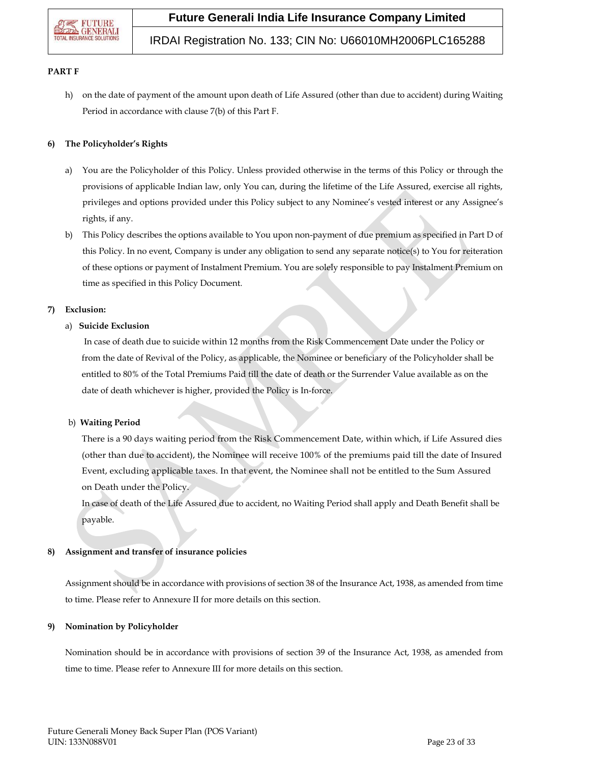**PART F**

h) on the date of payment of the amount upon death of Life Assured (other than due to accident) during Waiting Period in accordance with clause 7(b) of this Part F.

**6) The Policyholder's Rights**

a) You are the Policyholder of this Policy. Unless provided otherwise in the terms of this Policy or through the provisions of applicable Indian law, only You can, during the lifetime of the Life Assured, exercise all rights, privileges and options provided under this Policy subject to any Nominee's vested interest or any Assignee's rights, if any.

b) This Policy describes the options available to You upon non-payment of due premium as specified in Part D of this Policy. In no event, Company is under any obligation to send any separate notice(s) to You for reiteration of these options or payment of Instalment Premium. You are solely responsible to pay Instalment Premium on time as specified in this Policy Document.

**7) Exclusion:**

a) **Suicide Exclusion**

In case of death due to suicide within 12 months from the Risk Commencement Date under the Policy or from the date of Revival of the Policy, as applicable, the Nominee or beneficiary of the Policyholder shall be entitled to 80% of the Total Premiums Paid till the date of death or the Surrender Value available as on the date of death whichever is higher, provided the Policy is In-force.

b) **Waiting Period**

There is a 90 days waiting period from the Risk Commencement Date, within which, if Life Assured dies (other than due to accident), the Nominee will receive 100% of the premiums paid till the date of Insured Event, excluding applicable taxes. In that event, the Nominee shall not be entitled to the Sum Assured on Death under the Policy.

In case of death of the Life Assured due to accident, no Waiting Period shall apply and Death Benefit shall be payable.

**8) Assignment and transfer of insurance policies**

Assignment should be in accordance with provisions of section 38 of the Insurance Act, 1938, as amended from time to time. Please refer to Annexure II for more details on this section.

**9) Nomination by Policyholder**

Nomination should be in accordance with provisions of section 39 of the Insurance Act, 1938, as amended from time to time. Please refer to Annexure III for more details on this section.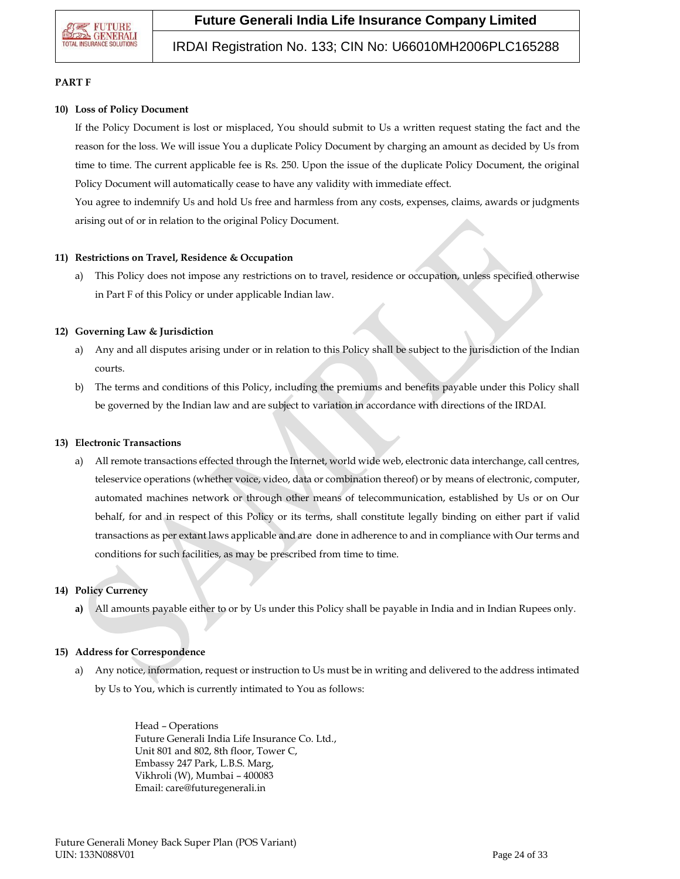**PART F**

**10) Loss of Policy Document**

If the Policy Document is lost or misplaced, You should submit to Us a written request stating the fact and the reason for the loss. We will issue You a duplicate Policy Document by charging an amount as decided by Us from time to time. The current applicable fee is Rs. 250. Upon the issue of the duplicate Policy Document, the original Policy Document will automatically cease to have any validity with immediate effect.

You agree to indemnify Us and hold Us free and harmless from any costs, expenses, claims, awards or judgments arising out of or in relation to the original Policy Document.

**11) Restrictions on Travel, Residence & Occupation**

a) This Policy does not impose any restrictions on to travel, residence or occupation, unless specified otherwise in Part F of this Policy or under applicable Indian law.

**12) Governing Law & Jurisdiction**

a) Any and all disputes arising under or in relation to this Policy shall be subject to the jurisdiction of the Indian courts.

b) The terms and conditions of this Policy, including the premiums and benefits payable under this Policy shall be governed by the Indian law and are subject to variation in accordance with directions of the IRDAI.

**13) Electronic Transactions**

a) All remote transactions effected through the Internet, world wide web, electronic data interchange, call centres, teleservice operations (whether voice, video, data or combination thereof) or by means of electronic, computer, automated machines network or through other means of telecommunication, established by Us or on Our behalf, for and in respect of this Policy or its terms, shall constitute legally binding on either part if valid transactions as per extant laws applicable and are done in adherence to and in compliance with Our terms and conditions for such facilities, as may be prescribed from time to time.

**14) Policy Currency**

**a)** All amounts payable either to or by Us under this Policy shall be payable in India and in Indian Rupees only.

**15) Address for Correspondence**

a) Any notice, information, request or instruction to Us must be in writing and delivered to the address intimated by Us to You, which is currently intimated to You as follows:

Head – Operations
Future Generali India Life Insurance Co. Ltd.,
Unit 801 and 802, 8th floor, Tower C,
Embassy 247 Park, L.B.S. Marg,
Vikhroli (W), Mumbai – 400083
Email: care@futuregenerali.in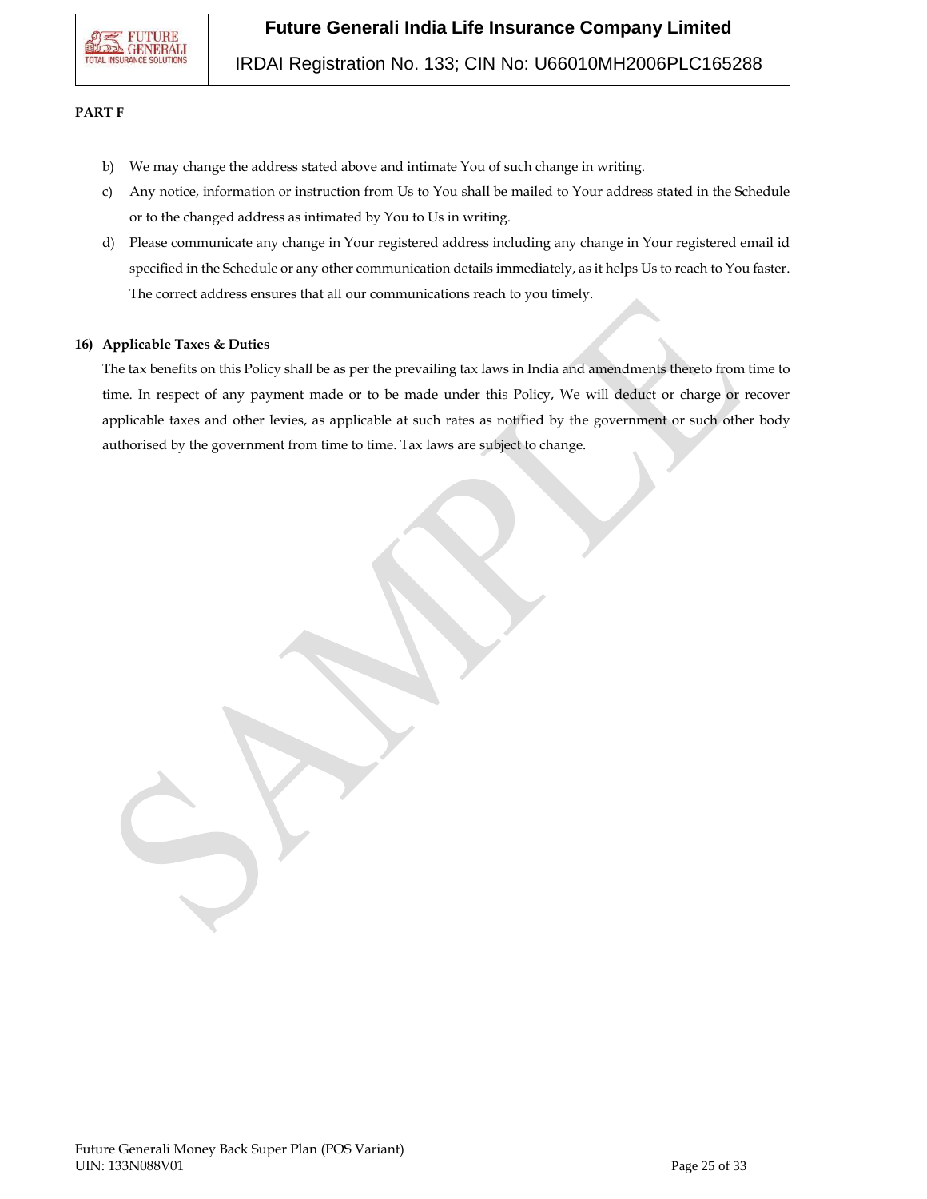**PART F**

b) We may change the address stated above and intimate You of such change in writing.

c) Any notice, information or instruction from Us to You shall be mailed to Your address stated in the Schedule or to the changed address as intimated by You to Us in writing.

d) Please communicate any change in Your registered address including any change in Your registered email id specified in the Schedule or any other communication details immediately, as it helps Us to reach to You faster. The correct address ensures that all our communications reach to you timely.

**16) Applicable Taxes & Duties**

The tax benefits on this Policy shall be as per the prevailing tax laws in India and amendments thereto from time to time. In respect of any payment made or to be made under this Policy, We will deduct or charge or recover applicable taxes and other levies, as applicable at such rates as notified by the government or such other body authorised by the government from time to time. Tax laws are subject to change.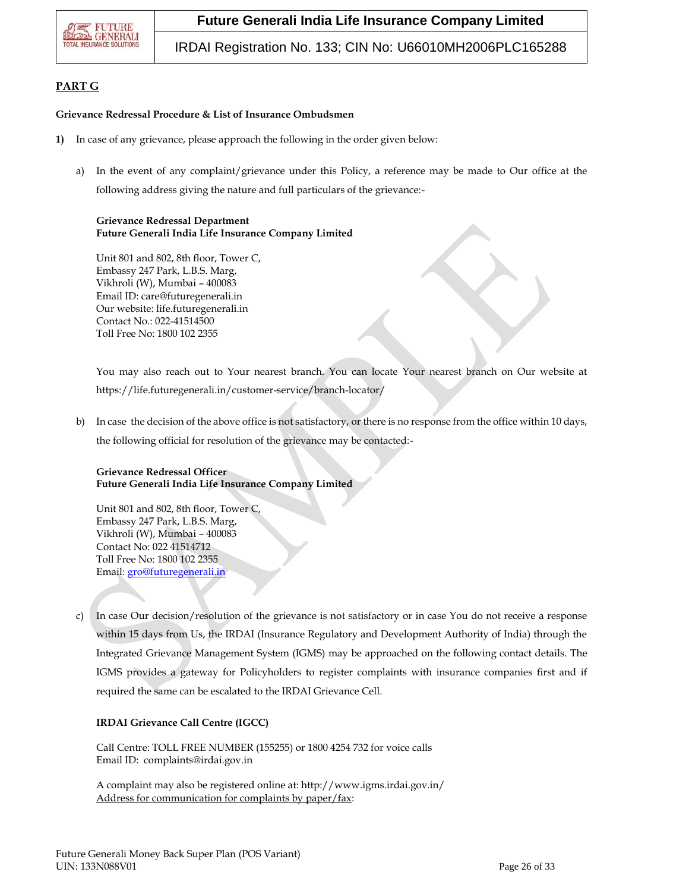## PART G

**Grievance Redressal Procedure & List of Insurance Ombudsmen**

**1)** In case of any grievance, please approach the following in the order given below:

a) In the event of any complaint/grievance under this Policy, a reference may be made to Our office at the following address giving the nature and full particulars of the grievance:-

**Grievance Redressal Department**
**Future Generali India Life Insurance Company Limited**

Unit 801 and 802, 8th floor, Tower C,
Embassy 247 Park, L.B.S. Marg,
Vikhroli (W), Mumbai – 400083
Email ID: care@futuregenerali.in
Our website: life.futuregenerali.in
Contact No.: 022-41514500
Toll Free No: 1800 102 2355

You may also reach out to Your nearest branch. You can locate Your nearest branch on Our website at https://life.futuregenerali.in/customer-service/branch-locator/

b) In case the decision of the above office is not satisfactory, or there is no response from the office within 10 days, the following official for resolution of the grievance may be contacted:-

**Grievance Redressal Officer**
**Future Generali India Life Insurance Company Limited**

Unit 801 and 802, 8th floor, Tower C,
Embassy 247 Park, L.B.S. Marg,
Vikhroli (W), Mumbai – 400083
Contact No: 022 41514712
Toll Free No: 1800 102 2355
Email: gro@futuregenerali.in

c) In case Our decision/resolution of the grievance is not satisfactory or in case You do not receive a response within 15 days from Us, the IRDAI (Insurance Regulatory and Development Authority of India) through the Integrated Grievance Management System (IGMS) may be approached on the following contact details. The IGMS provides a gateway for Policyholders to register complaints with insurance companies first and if required the same can be escalated to the IRDAI Grievance Cell.

**IRDAI Grievance Call Centre (IGCC)**

Call Centre: TOLL FREE NUMBER (155255) or 1800 4254 732 for voice calls
Email ID: complaints@irdai.gov.in

A complaint may also be registered online at: http://www.igms.irdai.gov.in/
Address for communication for complaints by paper/fax: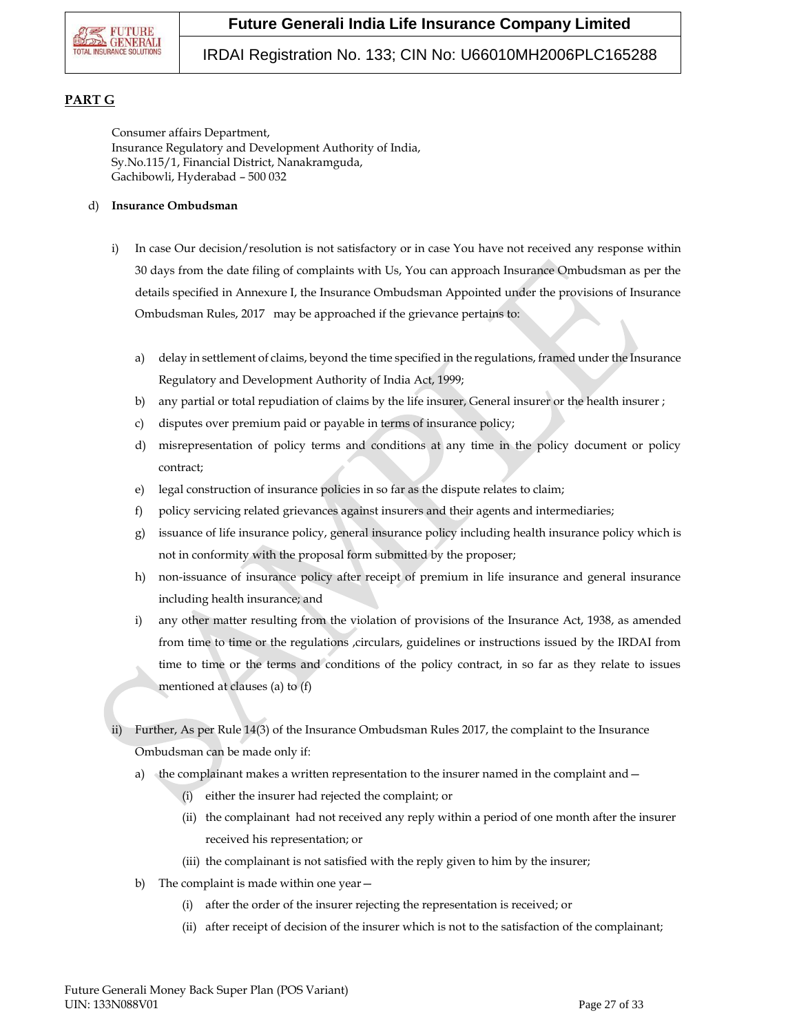**PART G**

Consumer affairs Department,
Insurance Regulatory and Development Authority of India,
Sy.No.115/1, Financial District, Nanakramguda,
Gachibowli, Hyderabad – 500 032

d) **Insurance Ombudsman**

i) In case Our decision/resolution is not satisfactory or in case You have not received any response within 30 days from the date filing of complaints with Us, You can approach Insurance Ombudsman as per the details specified in Annexure I, the Insurance Ombudsman Appointed under the provisions of Insurance Ombudsman Rules, 2017 may be approached if the grievance pertains to:

a) delay in settlement of claims, beyond the time specified in the regulations, framed under the Insurance Regulatory and Development Authority of India Act, 1999;

b) any partial or total repudiation of claims by the life insurer, General insurer or the health insurer ;

c) disputes over premium paid or payable in terms of insurance policy;

d) misrepresentation of policy terms and conditions at any time in the policy document or policy contract;

e) legal construction of insurance policies in so far as the dispute relates to claim;

f) policy servicing related grievances against insurers and their agents and intermediaries;

g) issuance of life insurance policy, general insurance policy including health insurance policy which is not in conformity with the proposal form submitted by the proposer;

h) non-issuance of insurance policy after receipt of premium in life insurance and general insurance including health insurance; and

i) any other matter resulting from the violation of provisions of the Insurance Act, 1938, as amended from time to time or the regulations ,circulars, guidelines or instructions issued by the IRDAI from time to time or the terms and conditions of the policy contract, in so far as they relate to issues mentioned at clauses (a) to (f)

ii) Further, As per Rule 14(3) of the Insurance Ombudsman Rules 2017, the complaint to the Insurance Ombudsman can be made only if:

a) the complainant makes a written representation to the insurer named in the complaint and—

(i) either the insurer had rejected the complaint; or

(ii) the complainant had not received any reply within a period of one month after the insurer received his representation; or

(iii) the complainant is not satisfied with the reply given to him by the insurer;

b) The complaint is made within one year—

(i) after the order of the insurer rejecting the representation is received; or

(ii) after receipt of decision of the insurer which is not to the satisfaction of the complainant;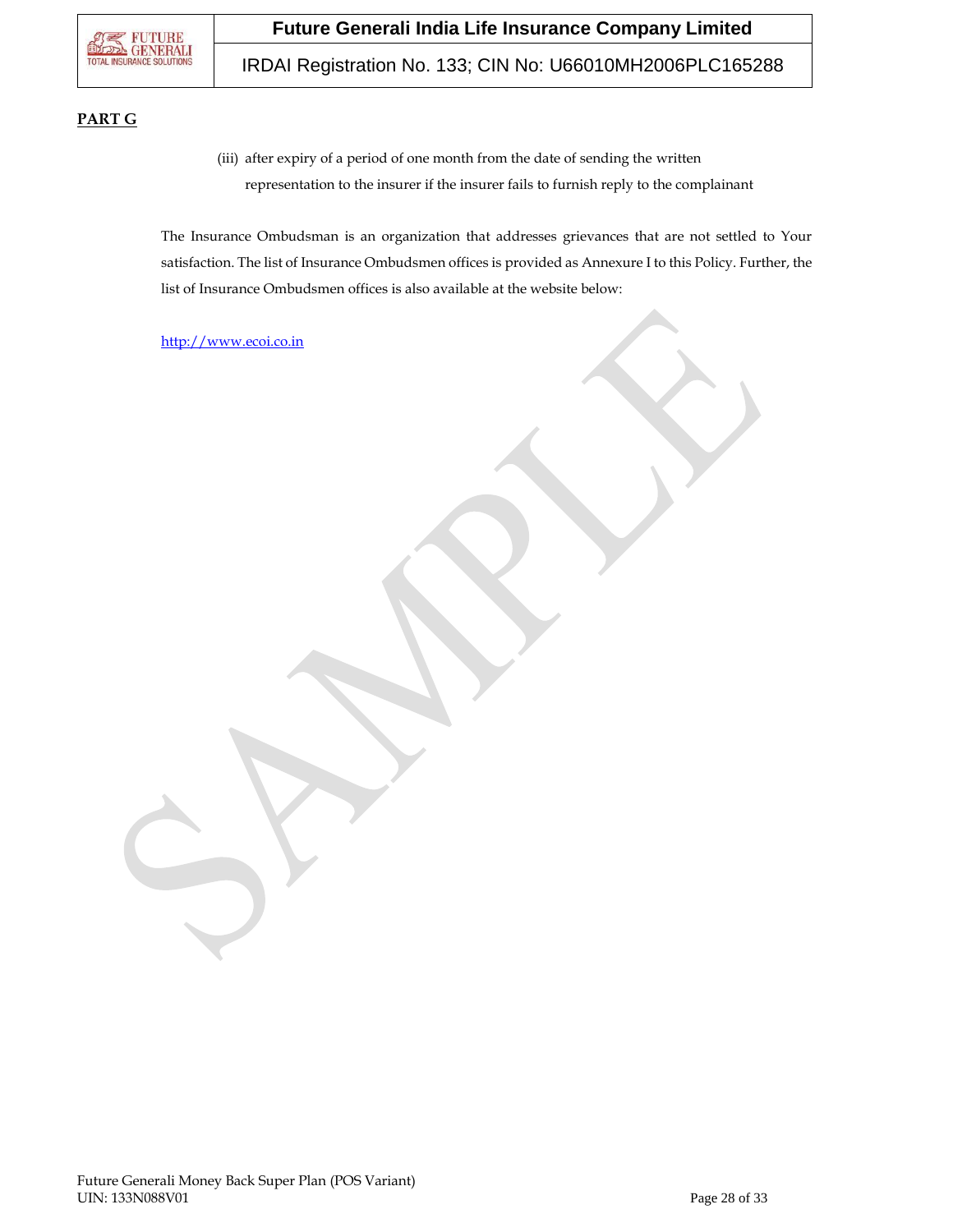**PART G**

(iii) after expiry of a period of one month from the date of sending the written representation to the insurer if the insurer fails to furnish reply to the complainant

The Insurance Ombudsman is an organization that addresses grievances that are not settled to Your satisfaction. The list of Insurance Ombudsmen offices is provided as Annexure I to this Policy. Further, the list of Insurance Ombudsmen offices is also available at the website below:

http://www.ecoi.co.in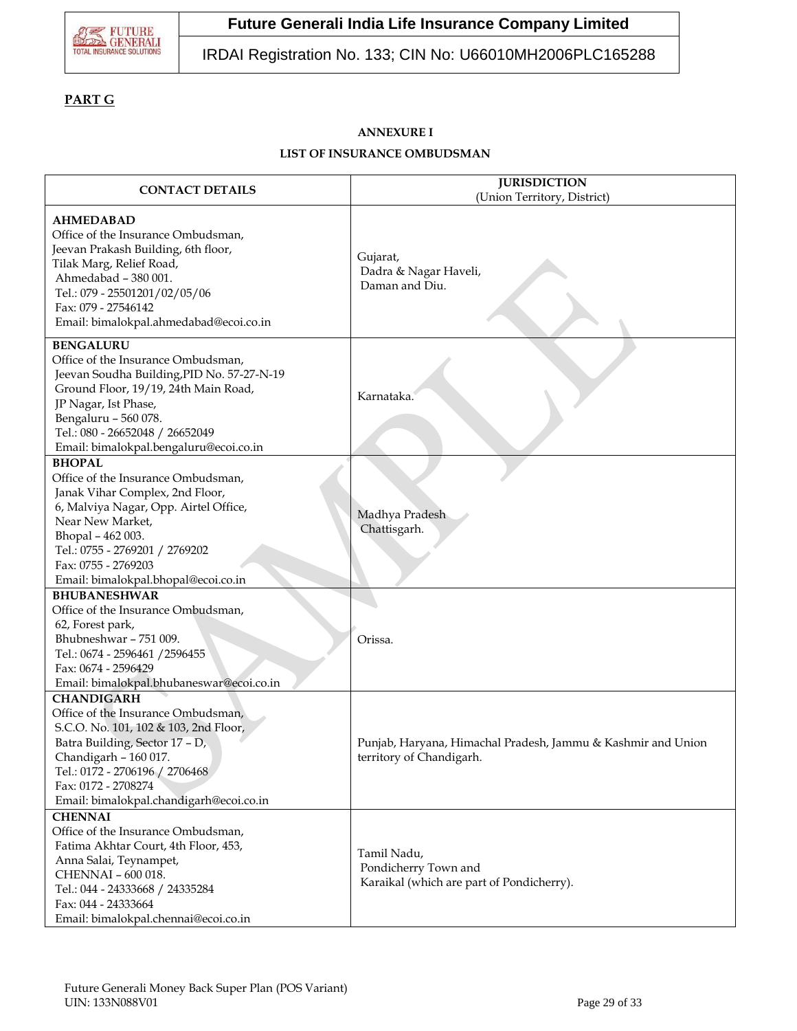**PART G**

**ANNEXURE I**

**LIST OF INSURANCE OMBUDSMAN**

| CONTACT DETAILS | JURISDICTION (Union Territory, District) |
|---|---|
| **AHMEDABAD**<br>Office of the Insurance Ombudsman,<br>Jeevan Prakash Building, 6th floor,<br>Tilak Marg, Relief Road,<br>Ahmedabad – 380 001.<br>Tel.: 079 - 25501201/02/05/06<br>Fax: 079 - 27546142<br>Email: bimalokpal.ahmedabad@ecoi.co.in | Gujarat,<br>Dadra & Nagar Haveli,<br>Daman and Diu. |
| **BENGALURU**<br>Office of the Insurance Ombudsman,<br>Jeevan Soudha Building,PID No. 57-27-N-19<br>Ground Floor, 19/19, 24th Main Road,<br>JP Nagar, Ist Phase,<br>Bengaluru – 560 078.<br>Tel.: 080 - 26652048 / 26652049<br>Email: bimalokpal.bengaluru@ecoi.co.in | Karnataka. |
| **BHOPAL**<br>Office of the Insurance Ombudsman,<br>Janak Vihar Complex, 2nd Floor,<br>6, Malviya Nagar, Opp. Airtel Office,<br>Near New Market,<br>Bhopal – 462 003.<br>Tel.: 0755 - 2769201 / 2769202<br>Fax: 0755 - 2769203<br>Email: bimalokpal.bhopal@ecoi.co.in | Madhya Pradesh<br>Chattisgarh. |
| **BHUBANESHWAR**<br>Office of the Insurance Ombudsman,<br>62, Forest park,<br>Bhubneshwar – 751 009.<br>Tel.: 0674 - 2596461 /2596455<br>Fax: 0674 - 2596429<br>Email: bimalokpal.bhubaneswar@ecoi.co.in | Orissa. |
| **CHANDIGARH**<br>Office of the Insurance Ombudsman,<br>S.C.O. No. 101, 102 & 103, 2nd Floor,<br>Batra Building, Sector 17 – D,<br>Chandigarh – 160 017.<br>Tel.: 0172 - 2706196 / 2706468<br>Fax: 0172 - 2708274<br>Email: bimalokpal.chandigarh@ecoi.co.in | Punjab, Haryana, Himachal Pradesh, Jammu & Kashmir and Union territory of Chandigarh. |
| **CHENNAI**<br>Office of the Insurance Ombudsman,<br>Fatima Akhtar Court, 4th Floor, 453,<br>Anna Salai, Teynampet,<br>CHENNAI – 600 018.<br>Tel.: 044 - 24333668 / 24335284<br>Fax: 044 - 24333664<br>Email: bimalokpal.chennai@ecoi.co.in | Tamil Nadu,<br>Pondicherry Town and<br>Karaikal (which are part of Pondicherry). |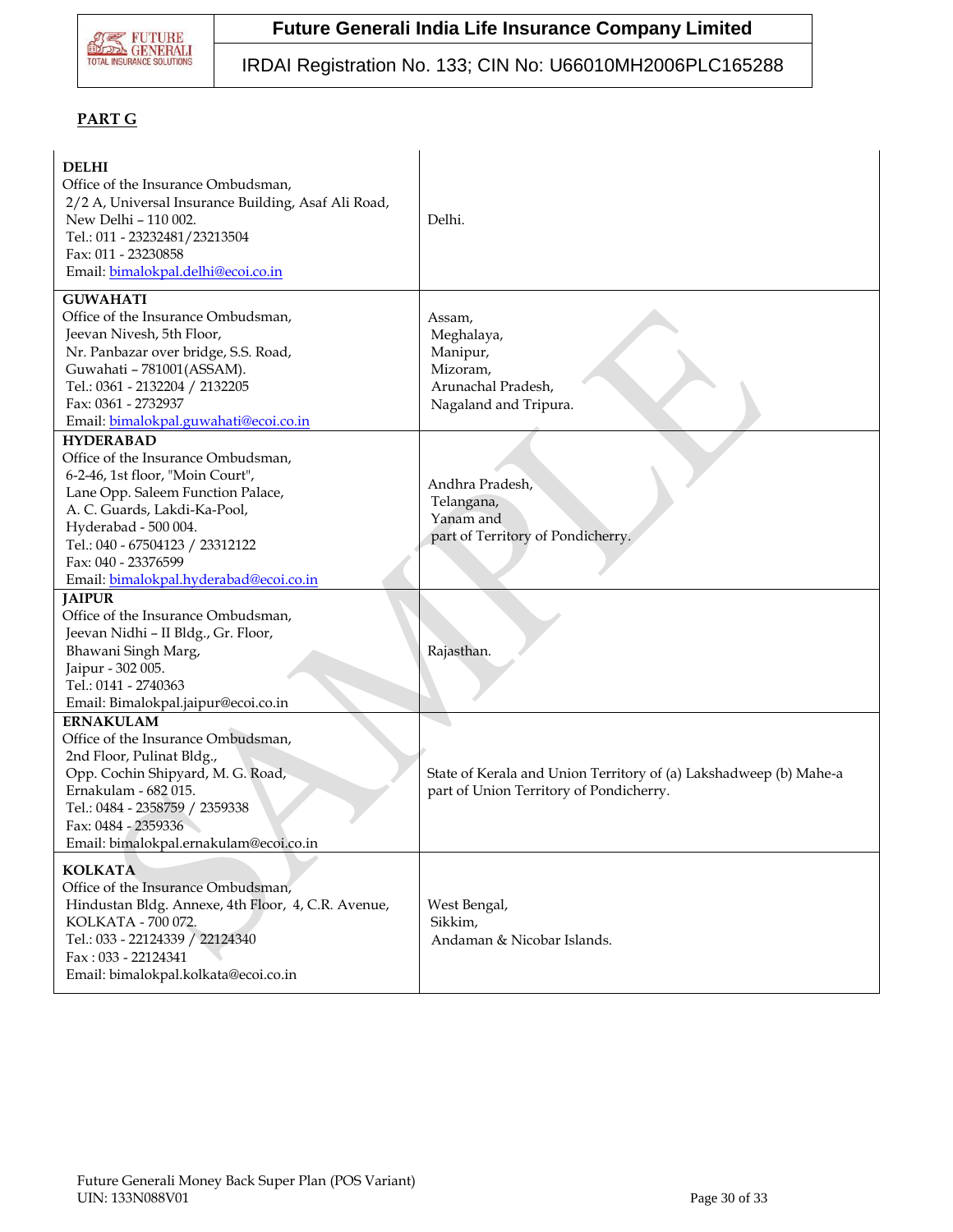## PART G

| | |
|---|---|
| **DELHI**<br>Office of the Insurance Ombudsman,<br>2/2 A, Universal Insurance Building, Asaf Ali Road,<br>New Delhi – 110 002.<br>Tel.: 011 - 23232481/23213504<br>Fax: 011 - 23230858<br>Email: bimalokpal.delhi@ecoi.co.in | Delhi. |
| **GUWAHATI**<br>Office of the Insurance Ombudsman,<br>Jeevan Nivesh, 5th Floor,<br>Nr. Panbazar over bridge, S.S. Road,<br>Guwahati – 781001(ASSAM).<br>Tel.: 0361 - 2132204 / 2132205<br>Fax: 0361 - 2732937<br>Email: bimalokpal.guwahati@ecoi.co.in | Assam,<br>Meghalaya,<br>Manipur,<br>Mizoram,<br>Arunachal Pradesh,<br>Nagaland and Tripura. |
| **HYDERABAD**<br>Office of the Insurance Ombudsman,<br>6-2-46, 1st floor, "Moin Court",<br>Lane Opp. Saleem Function Palace,<br>A. C. Guards, Lakdi-Ka-Pool,<br>Hyderabad - 500 004.<br>Tel.: 040 - 67504123 / 23312122<br>Fax: 040 - 23376599<br>Email: bimalokpal.hyderabad@ecoi.co.in | Andhra Pradesh,<br>Telangana,<br>Yanam and<br>part of Territory of Pondicherry. |
| **JAIPUR**<br>Office of the Insurance Ombudsman,<br>Jeevan Nidhi – II Bldg., Gr. Floor,<br>Bhawani Singh Marg,<br>Jaipur - 302 005.<br>Tel.: 0141 - 2740363<br>Email: Bimalokpal.jaipur@ecoi.co.in | Rajasthan. |
| **ERNAKULAM**<br>Office of the Insurance Ombudsman,<br>2nd Floor, Pulinat Bldg.,<br>Opp. Cochin Shipyard, M. G. Road,<br>Ernakulam - 682 015.<br>Tel.: 0484 - 2358759 / 2359338<br>Fax: 0484 - 2359336<br>Email: bimalokpal.ernakulam@ecoi.co.in | State of Kerala and Union Territory of (a) Lakshadweep (b) Mahe-a part of Union Territory of Pondicherry. |
| **KOLKATA**<br>Office of the Insurance Ombudsman,<br>Hindustan Bldg. Annexe, 4th Floor, 4, C.R. Avenue,<br>KOLKATA - 700 072.<br>Tel.: 033 - 22124339 / 22124340<br>Fax : 033 - 22124341<br>Email: bimalokpal.kolkata@ecoi.co.in | West Bengal,<br>Sikkim,<br>Andaman & Nicobar Islands. |

Future Generali Money Back Super Plan (POS Variant)
UIN: 133N088V01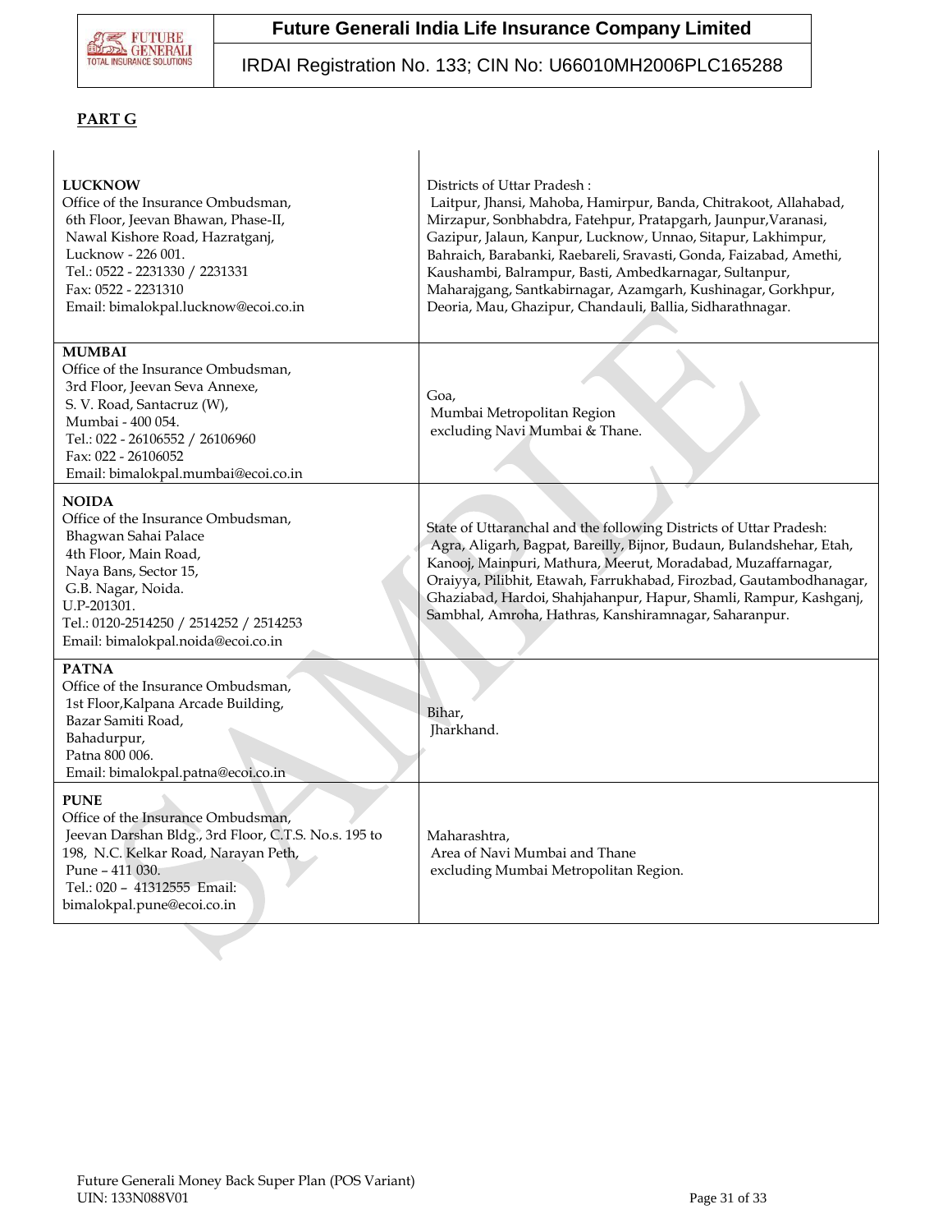**PART G**

| | |
|---|---|
| **LUCKNOW**<br>Office of the Insurance Ombudsman,<br>6th Floor, Jeevan Bhawan, Phase-II,<br>Nawal Kishore Road, Hazratganj,<br>Lucknow - 226 001.<br>Tel.: 0522 - 2231330 / 2231331<br>Fax: 0522 - 2231310<br>Email: bimalokpal.lucknow@ecoi.co.in | Districts of Uttar Pradesh :<br>Laitpur, Jhansi, Mahoba, Hamirpur, Banda, Chitrakoot, Allahabad, Mirzapur, Sonbhabdra, Fatehpur, Pratapgarh, Jaunpur,Varanasi, Gazipur, Jalaun, Kanpur, Lucknow, Unnao, Sitapur, Lakhimpur, Bahraich, Barabanki, Raebareli, Sravasti, Gonda, Faizabad, Amethi, Kaushambi, Balrampur, Basti, Ambedkarnagar, Sultanpur, Maharajgang, Santkabirnagar, Azamgarh, Kushinagar, Gorkhpur, Deoria, Mau, Ghazipur, Chandauli, Ballia, Sidharathnagar. |
| **MUMBAI**<br>Office of the Insurance Ombudsman,<br>3rd Floor, Jeevan Seva Annexe,<br>S. V. Road, Santacruz (W),<br>Mumbai - 400 054.<br>Tel.: 022 - 26106552 / 26106960<br>Fax: 022 - 26106052<br>Email: bimalokpal.mumbai@ecoi.co.in | Goa,<br>Mumbai Metropolitan Region<br>excluding Navi Mumbai & Thane. |
| **NOIDA**<br>Office of the Insurance Ombudsman,<br>Bhagwan Sahai Palace<br>4th Floor, Main Road,<br>Naya Bans, Sector 15,<br>G.B. Nagar, Noida.<br>U.P-201301.<br>Tel.: 0120-2514250 / 2514252 / 2514253<br>Email: bimalokpal.noida@ecoi.co.in | State of Uttaranchal and the following Districts of Uttar Pradesh:<br>Agra, Aligarh, Bagpat, Bareilly, Bijnor, Budaun, Bulandshehar, Etah, Kanooj, Mainpuri, Mathura, Meerut, Moradabad, Muzaffarnagar, Oraiyya, Pilibhit, Etawah, Farrukhabad, Firozbad, Gautambodhanagar, Ghaziabad, Hardoi, Shahjahanpur, Hapur, Shamli, Rampur, Kashganj, Sambhal, Amroha, Hathras, Kanshiramnagar, Saharanpur. |
| **PATNA**<br>Office of the Insurance Ombudsman,<br>1st Floor,Kalpana Arcade Building,<br>Bazar Samiti Road,<br>Bahadurpur,<br>Patna 800 006.<br>Email: bimalokpal.patna@ecoi.co.in | Bihar,<br>Jharkhand. |
| **PUNE**<br>Office of the Insurance Ombudsman,<br>Jeevan Darshan Bldg., 3rd Floor, C.T.S. No.s. 195 to 198, N.C. Kelkar Road, Narayan Peth,<br>Pune – 411 030.<br>Tel.: 020 – 41312555 Email: bimalokpal.pune@ecoi.co.in | Maharashtra,<br>Area of Navi Mumbai and Thane<br>excluding Mumbai Metropolitan Region. |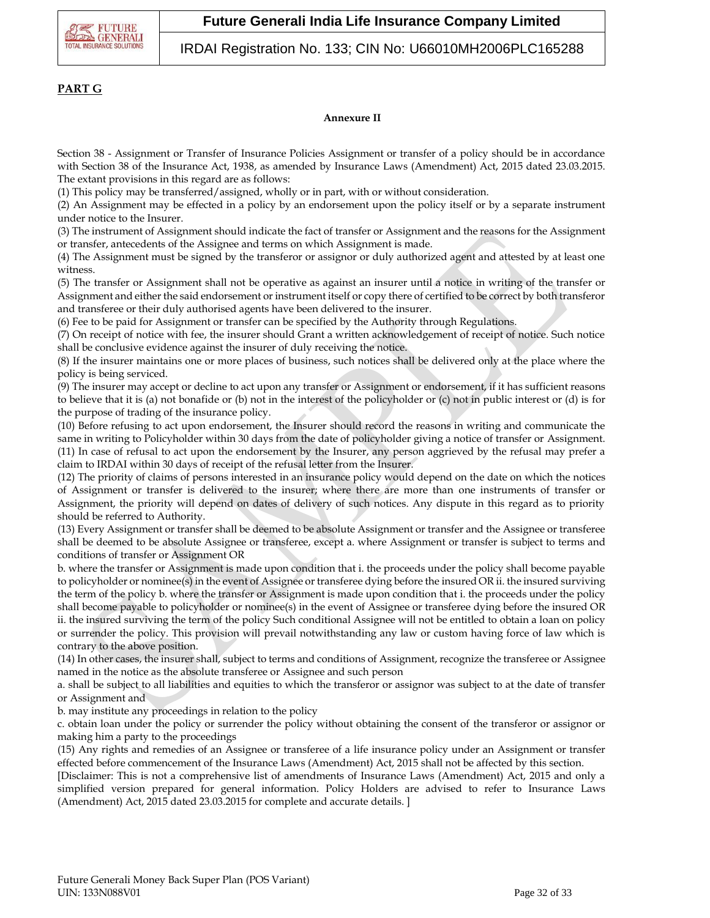**PART G**

**Annexure II**

Section 38 - Assignment or Transfer of Insurance Policies Assignment or transfer of a policy should be in accordance with Section 38 of the Insurance Act, 1938, as amended by Insurance Laws (Amendment) Act, 2015 dated 23.03.2015. The extant provisions in this regard are as follows:

(1) This policy may be transferred/assigned, wholly or in part, with or without consideration.

(2) An Assignment may be effected in a policy by an endorsement upon the policy itself or by a separate instrument under notice to the Insurer.

(3) The instrument of Assignment should indicate the fact of transfer or Assignment and the reasons for the Assignment or transfer, antecedents of the Assignee and terms on which Assignment is made.

(4) The Assignment must be signed by the transferor or assignor or duly authorized agent and attested by at least one witness.

(5) The transfer or Assignment shall not be operative as against an insurer until a notice in writing of the transfer or Assignment and either the said endorsement or instrument itself or copy there of certified to be correct by both transferor and transferee or their duly authorised agents have been delivered to the insurer.

(6) Fee to be paid for Assignment or transfer can be specified by the Authority through Regulations.

(7) On receipt of notice with fee, the insurer should Grant a written acknowledgement of receipt of notice. Such notice shall be conclusive evidence against the insurer of duly receiving the notice.

(8) If the insurer maintains one or more places of business, such notices shall be delivered only at the place where the policy is being serviced.

(9) The insurer may accept or decline to act upon any transfer or Assignment or endorsement, if it has sufficient reasons to believe that it is (a) not bonafide or (b) not in the interest of the policyholder or (c) not in public interest or (d) is for the purpose of trading of the insurance policy.

(10) Before refusing to act upon endorsement, the Insurer should record the reasons in writing and communicate the same in writing to Policyholder within 30 days from the date of policyholder giving a notice of transfer or Assignment.

(11) In case of refusal to act upon the endorsement by the Insurer, any person aggrieved by the refusal may prefer a claim to IRDAI within 30 days of receipt of the refusal letter from the Insurer.

(12) The priority of claims of persons interested in an insurance policy would depend on the date on which the notices of Assignment or transfer is delivered to the insurer; where there are more than one instruments of transfer or Assignment, the priority will depend on dates of delivery of such notices. Any dispute in this regard as to priority should be referred to Authority.

(13) Every Assignment or transfer shall be deemed to be absolute Assignment or transfer and the Assignee or transferee shall be deemed to be absolute Assignee or transferee, except a. where Assignment or transfer is subject to terms and conditions of transfer or Assignment OR

b. where the transfer or Assignment is made upon condition that i. the proceeds under the policy shall become payable to policyholder or nominee(s) in the event of Assignee or transferee dying before the insured OR ii. the insured surviving the term of the policy b. where the transfer or Assignment is made upon condition that i. the proceeds under the policy shall become payable to policyholder or nominee(s) in the event of Assignee or transferee dying before the insured OR ii. the insured surviving the term of the policy Such conditional Assignee will not be entitled to obtain a loan on policy or surrender the policy. This provision will prevail notwithstanding any law or custom having force of law which is contrary to the above position.

(14) In other cases, the insurer shall, subject to terms and conditions of Assignment, recognize the transferee or Assignee named in the notice as the absolute transferee or Assignee and such person

a. shall be subject to all liabilities and equities to which the transferor or assignor was subject to at the date of transfer or Assignment and

b. may institute any proceedings in relation to the policy

c. obtain loan under the policy or surrender the policy without obtaining the consent of the transferor or assignor or making him a party to the proceedings

(15) Any rights and remedies of an Assignee or transferee of a life insurance policy under an Assignment or transfer effected before commencement of the Insurance Laws (Amendment) Act, 2015 shall not be affected by this section.

[Disclaimer: This is not a comprehensive list of amendments of Insurance Laws (Amendment) Act, 2015 and only a simplified version prepared for general information. Policy Holders are advised to refer to Insurance Laws (Amendment) Act, 2015 dated 23.03.2015 for complete and accurate details. ]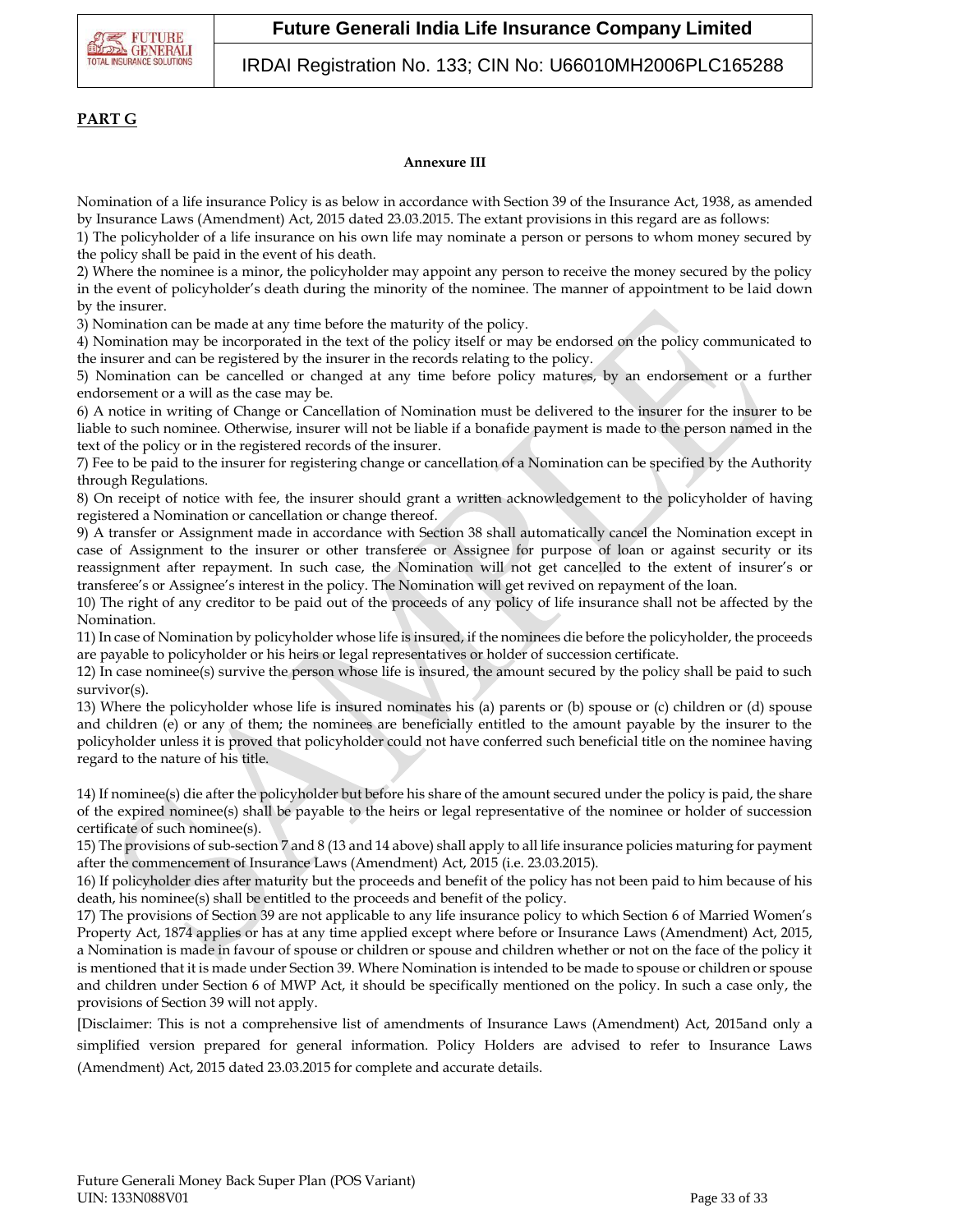**PART G**

**Annexure III**

Nomination of a life insurance Policy is as below in accordance with Section 39 of the Insurance Act, 1938, as amended by Insurance Laws (Amendment) Act, 2015 dated 23.03.2015. The extant provisions in this regard are as follows:

1) The policyholder of a life insurance on his own life may nominate a person or persons to whom money secured by the policy shall be paid in the event of his death.

2) Where the nominee is a minor, the policyholder may appoint any person to receive the money secured by the policy in the event of policyholder's death during the minority of the nominee. The manner of appointment to be laid down by the insurer.

3) Nomination can be made at any time before the maturity of the policy.

4) Nomination may be incorporated in the text of the policy itself or may be endorsed on the policy communicated to the insurer and can be registered by the insurer in the records relating to the policy.

5) Nomination can be cancelled or changed at any time before policy matures, by an endorsement or a further endorsement or a will as the case may be.

6) A notice in writing of Change or Cancellation of Nomination must be delivered to the insurer for the insurer to be liable to such nominee. Otherwise, insurer will not be liable if a bonafide payment is made to the person named in the text of the policy or in the registered records of the insurer.

7) Fee to be paid to the insurer for registering change or cancellation of a Nomination can be specified by the Authority through Regulations.

8) On receipt of notice with fee, the insurer should grant a written acknowledgement to the policyholder of having registered a Nomination or cancellation or change thereof.

9) A transfer or Assignment made in accordance with Section 38 shall automatically cancel the Nomination except in case of Assignment to the insurer or other transferee or Assignee for purpose of loan or against security or its reassignment after repayment. In such case, the Nomination will not get cancelled to the extent of insurer's or transferee's or Assignee's interest in the policy. The Nomination will get revived on repayment of the loan.

10) The right of any creditor to be paid out of the proceeds of any policy of life insurance shall not be affected by the Nomination.

11) In case of Nomination by policyholder whose life is insured, if the nominees die before the policyholder, the proceeds are payable to policyholder or his heirs or legal representatives or holder of succession certificate.

12) In case nominee(s) survive the person whose life is insured, the amount secured by the policy shall be paid to such survivor(s).

13) Where the policyholder whose life is insured nominates his (a) parents or (b) spouse or (c) children or (d) spouse and children (e) or any of them; the nominees are beneficially entitled to the amount payable by the insurer to the policyholder unless it is proved that policyholder could not have conferred such beneficial title on the nominee having regard to the nature of his title.

14) If nominee(s) die after the policyholder but before his share of the amount secured under the policy is paid, the share of the expired nominee(s) shall be payable to the heirs or legal representative of the nominee or holder of succession certificate of such nominee(s).

15) The provisions of sub-section 7 and 8 (13 and 14 above) shall apply to all life insurance policies maturing for payment after the commencement of Insurance Laws (Amendment) Act, 2015 (i.e. 23.03.2015).

16) If policyholder dies after maturity but the proceeds and benefit of the policy has not been paid to him because of his death, his nominee(s) shall be entitled to the proceeds and benefit of the policy.

17) The provisions of Section 39 are not applicable to any life insurance policy to which Section 6 of Married Women's Property Act, 1874 applies or has at any time applied except where before or Insurance Laws (Amendment) Act, 2015, a Nomination is made in favour of spouse or children or spouse and children whether or not on the face of the policy it is mentioned that it is made under Section 39. Where Nomination is intended to be made to spouse or children or spouse and children under Section 6 of MWP Act, it should be specifically mentioned on the policy. In such a case only, the provisions of Section 39 will not apply.

[Disclaimer: This is not a comprehensive list of amendments of Insurance Laws (Amendment) Act, 2015and only a simplified version prepared for general information. Policy Holders are advised to refer to Insurance Laws (Amendment) Act, 2015 dated 23.03.2015 for complete and accurate details.